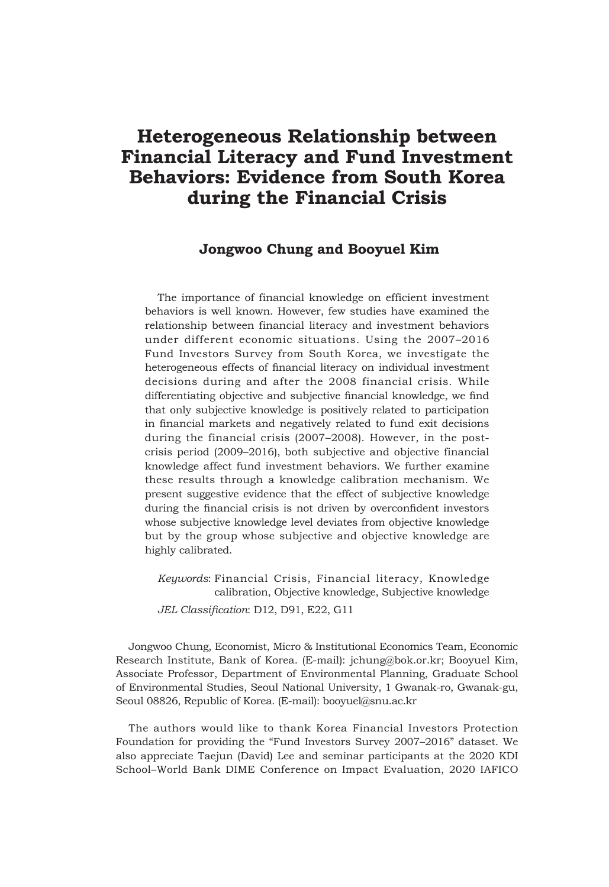# Heterogeneous Relationship between Financial Literacy and Fund Investment Behaviors: Evidence from South Korea during the Financial Crisis

**Jongwoo Chung and Booyuel Kim**

The importance of financial knowledge on efficient investment behaviors is well known. However, few studies have examined the relationship between financial literacy and investment behaviors under different economic situations. Using the 2007–2016 Fund Investors Survey from South Korea, we investigate the heterogeneous effects of financial literacy on individual investment decisions during and after the 2008 financial crisis. While differentiating objective and subjective financial knowledge, we find that only subjective knowledge is positively related to participation in financial markets and negatively related to fund exit decisions during the financial crisis (2007–2008). However, in the post-crisis period (2009–2016), both subjective and objective financial knowledge affect fund investment behaviors. We further examine these results through a knowledge calibration mechanism. We present suggestive evidence that the effect of subjective knowledge during the financial crisis is not driven by overconfident investors whose subjective knowledge level deviates from objective knowledge but by the group whose subjective and objective knowledge are highly calibrated.

*Keywords*: Financial Crisis, Financial literacy, Knowledge calibration, Objective knowledge, Subjective knowledge

*JEL Classification*: D12, D91, E22, G11

Jongwoo Chung, Economist, Micro & Institutional Economics Team, Economic Research Institute, Bank of Korea. (E-mail): jchung@bok.or.kr; Booyuel Kim, Associate Professor, Department of Environmental Planning, Graduate School of Environmental Studies, Seoul National University, 1 Gwanak-ro, Gwanak-gu, Seoul 08826, Republic of Korea. (E-mail): booyuel@snu.ac.kr

The authors would like to thank Korea Financial Investors Protection Foundation for providing the "Fund Investors Survey 2007–2016" dataset. We also appreciate Taejun (David) Lee and seminar participants at the 2020 KDI School–World Bank DIME Conference on Impact Evaluation, 2020 IAFICO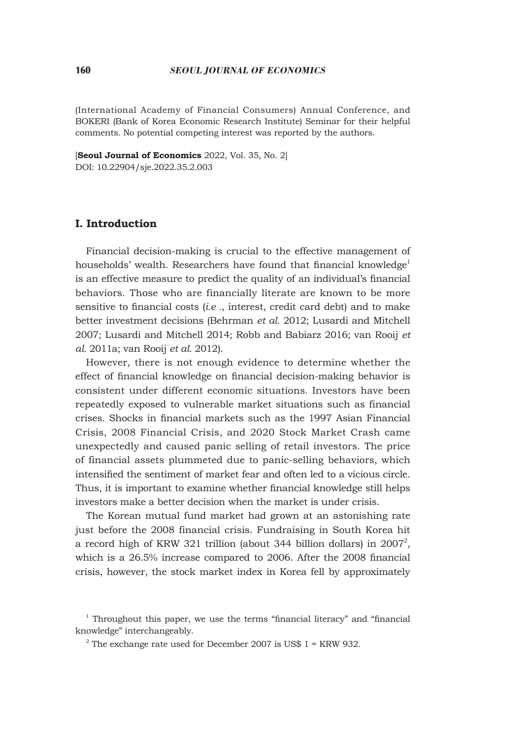(International Academy of Financial Consumers) Annual Conference, and BOKERI (Bank of Korea Economic Research Institute) Seminar for their helpful comments. No potential competing interest was reported by the authors.

[**Seoul Journal of Economics** 2022, Vol. 35, No. 2]
DOI: 10.22904/sje.2022.35.2.003

## I. Introduction

Financial decision-making is crucial to the effective management of households' wealth. Researchers have found that financial knowledge[1] is an effective measure to predict the quality of an individual's financial behaviors. Those who are financially literate are known to be more sensitive to financial costs (*i.e* ., interest, credit card debt) and to make better investment decisions (Behrman *et al.* 2012; Lusardi and Mitchell 2007; Lusardi and Mitchell 2014; Robb and Babiarz 2016; van Rooij *et al.* 2011a; van Rooij *et al.* 2012).

However, there is not enough evidence to determine whether the effect of financial knowledge on financial decision-making behavior is consistent under different economic situations. Investors have been repeatedly exposed to vulnerable market situations such as financial crises. Shocks in financial markets such as the 1997 Asian Financial Crisis, 2008 Financial Crisis, and 2020 Stock Market Crash came unexpectedly and caused panic selling of retail investors. The price of financial assets plummeted due to panic-selling behaviors, which intensified the sentiment of market fear and often led to a vicious circle. Thus, it is important to examine whether financial knowledge still helps investors make a better decision when the market is under crisis.

The Korean mutual fund market had grown at an astonishing rate just before the 2008 financial crisis. Fundraising in South Korea hit a record high of KRW 321 trillion (about 344 billion dollars) in 2007[2], which is a 26.5% increase compared to 2006. After the 2008 financial crisis, however, the stock market index in Korea fell by approximately

[1] Throughout this paper, we use the terms "financial literacy" and "financial knowledge" interchangeably.

[2] The exchange rate used for December 2007 is US$ 1 = KRW 932.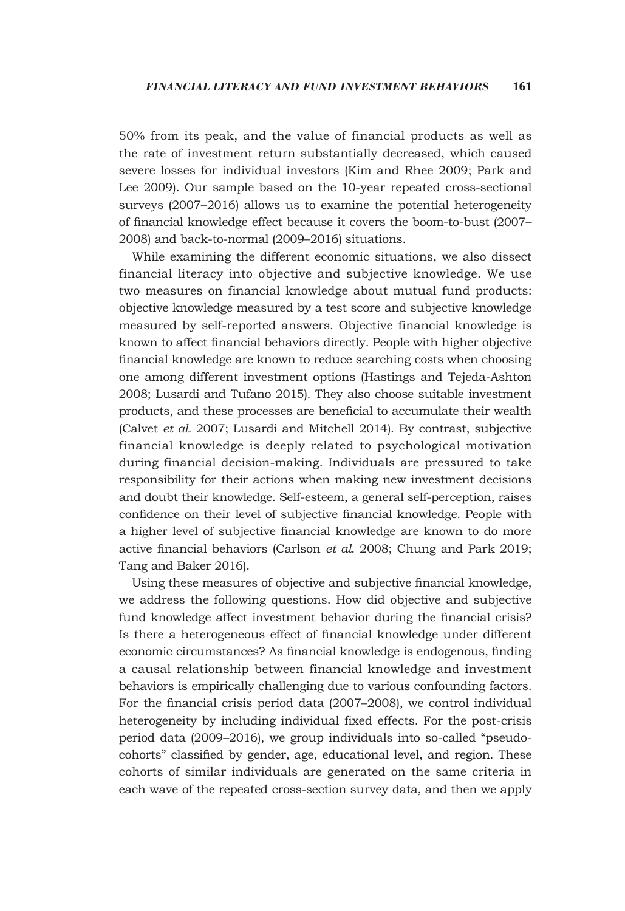50% from its peak, and the value of financial products as well as the rate of investment return substantially decreased, which caused severe losses for individual investors (Kim and Rhee 2009; Park and Lee 2009). Our sample based on the 10-year repeated cross-sectional surveys (2007–2016) allows us to examine the potential heterogeneity of financial knowledge effect because it covers the boom-to-bust (2007–2008) and back-to-normal (2009–2016) situations.

While examining the different economic situations, we also dissect financial literacy into objective and subjective knowledge. We use two measures on financial knowledge about mutual fund products: objective knowledge measured by a test score and subjective knowledge measured by self-reported answers. Objective financial knowledge is known to affect financial behaviors directly. People with higher objective financial knowledge are known to reduce searching costs when choosing one among different investment options (Hastings and Tejeda-Ashton 2008; Lusardi and Tufano 2015). They also choose suitable investment products, and these processes are beneficial to accumulate their wealth (Calvet *et al.* 2007; Lusardi and Mitchell 2014). By contrast, subjective financial knowledge is deeply related to psychological motivation during financial decision-making. Individuals are pressured to take responsibility for their actions when making new investment decisions and doubt their knowledge. Self-esteem, a general self-perception, raises confidence on their level of subjective financial knowledge. People with a higher level of subjective financial knowledge are known to do more active financial behaviors (Carlson *et al.* 2008; Chung and Park 2019; Tang and Baker 2016).

Using these measures of objective and subjective financial knowledge, we address the following questions. How did objective and subjective fund knowledge affect investment behavior during the financial crisis? Is there a heterogeneous effect of financial knowledge under different economic circumstances? As financial knowledge is endogenous, finding a causal relationship between financial knowledge and investment behaviors is empirically challenging due to various confounding factors. For the financial crisis period data (2007–2008), we control individual heterogeneity by including individual fixed effects. For the post-crisis period data (2009–2016), we group individuals into so-called "pseudo-cohorts" classified by gender, age, educational level, and region. These cohorts of similar individuals are generated on the same criteria in each wave of the repeated cross-section survey data, and then we apply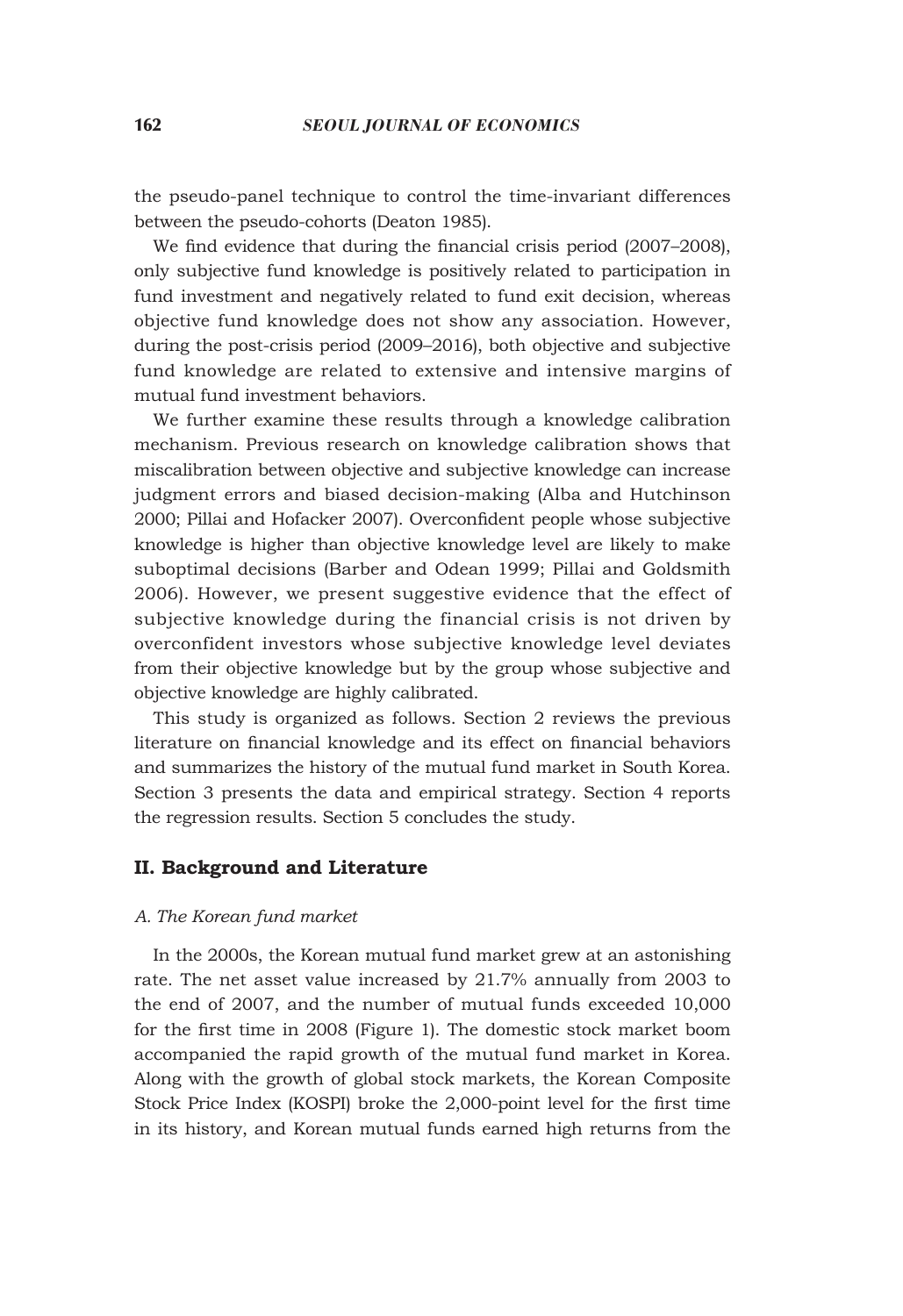the pseudo-panel technique to control the time-invariant differences between the pseudo-cohorts (Deaton 1985).

We find evidence that during the financial crisis period (2007–2008), only subjective fund knowledge is positively related to participation in fund investment and negatively related to fund exit decision, whereas objective fund knowledge does not show any association. However, during the post-crisis period (2009–2016), both objective and subjective fund knowledge are related to extensive and intensive margins of mutual fund investment behaviors.

We further examine these results through a knowledge calibration mechanism. Previous research on knowledge calibration shows that miscalibration between objective and subjective knowledge can increase judgment errors and biased decision-making (Alba and Hutchinson 2000; Pillai and Hofacker 2007). Overconfident people whose subjective knowledge is higher than objective knowledge level are likely to make suboptimal decisions (Barber and Odean 1999; Pillai and Goldsmith 2006). However, we present suggestive evidence that the effect of subjective knowledge during the financial crisis is not driven by overconfident investors whose subjective knowledge level deviates from their objective knowledge but by the group whose subjective and objective knowledge are highly calibrated.

This study is organized as follows. Section 2 reviews the previous literature on financial knowledge and its effect on financial behaviors and summarizes the history of the mutual fund market in South Korea. Section 3 presents the data and empirical strategy. Section 4 reports the regression results. Section 5 concludes the study.

## II. Background and Literature

### *A. The Korean fund market*

In the 2000s, the Korean mutual fund market grew at an astonishing rate. The net asset value increased by 21.7% annually from 2003 to the end of 2007, and the number of mutual funds exceeded 10,000 for the first time in 2008 (Figure 1). The domestic stock market boom accompanied the rapid growth of the mutual fund market in Korea. Along with the growth of global stock markets, the Korean Composite Stock Price Index (KOSPI) broke the 2,000-point level for the first time in its history, and Korean mutual funds earned high returns from the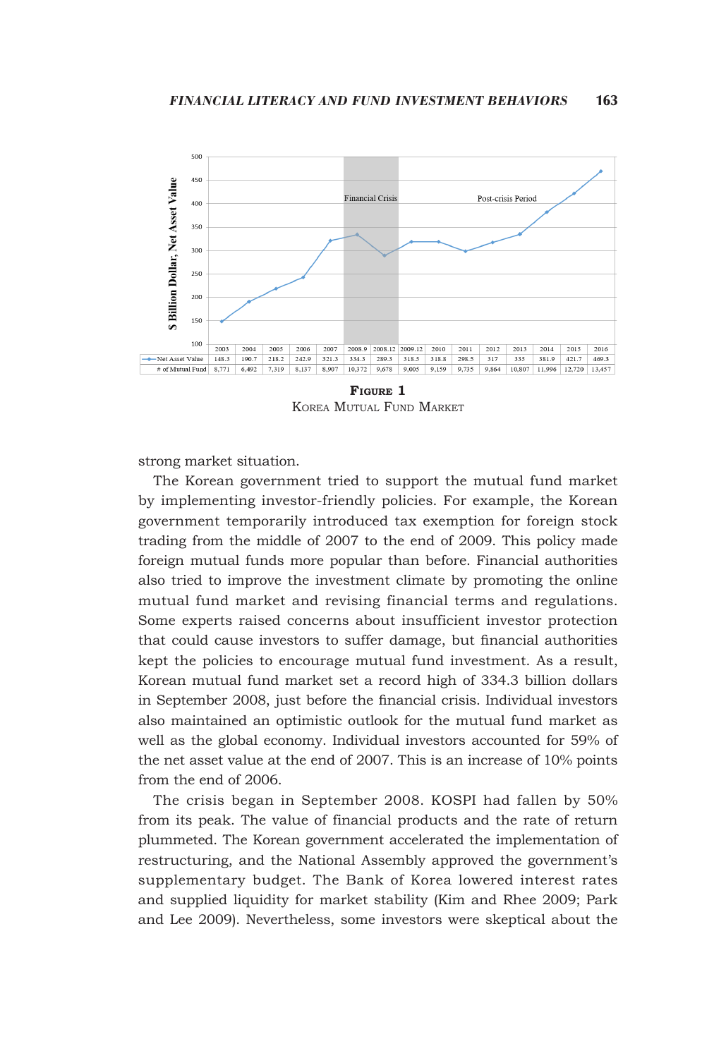| | 2003 | 2004 | 2005 | 2006 | 2007 | 2008.9 | 2008.12 | 2009.12 | 2010 | 2011 | 2012 | 2013 | 2014 | 2015 | 2016 |
|---|---|---|---|---|---|---|---|---|---|---|---|---|---|---|---|
| Net Asset Value | 148.3 | 190.7 | 218.2 | 242.9 | 321.3 | 334.3 | 289.3 | 318.5 | 318.8 | 298.5 | 317 | 335 | 381.9 | 421.7 | 469.3 |
| # of Mutual Fund | 8,771 | 6,492 | 7,319 | 8,137 | 8,907 | 10,372 | 9,678 | 9,005 | 9,159 | 9,735 | 9,864 | 10,807 | 11,996 | 12,720 | 13,457 |

**Figure 1**
Korea Mutual Fund Market

strong market situation.

The Korean government tried to support the mutual fund market by implementing investor-friendly policies. For example, the Korean government temporarily introduced tax exemption for foreign stock trading from the middle of 2007 to the end of 2009. This policy made foreign mutual funds more popular than before. Financial authorities also tried to improve the investment climate by promoting the online mutual fund market and revising financial terms and regulations. Some experts raised concerns about insufficient investor protection that could cause investors to suffer damage, but financial authorities kept the policies to encourage mutual fund investment. As a result, Korean mutual fund market set a record high of 334.3 billion dollars in September 2008, just before the financial crisis. Individual investors also maintained an optimistic outlook for the mutual fund market as well as the global economy. Individual investors accounted for 59% of the net asset value at the end of 2007. This is an increase of 10% points from the end of 2006.

The crisis began in September 2008. KOSPI had fallen by 50% from its peak. The value of financial products and the rate of return plummeted. The Korean government accelerated the implementation of restructuring, and the National Assembly approved the government's supplementary budget. The Bank of Korea lowered interest rates and supplied liquidity for market stability (Kim and Rhee 2009; Park and Lee 2009). Nevertheless, some investors were skeptical about the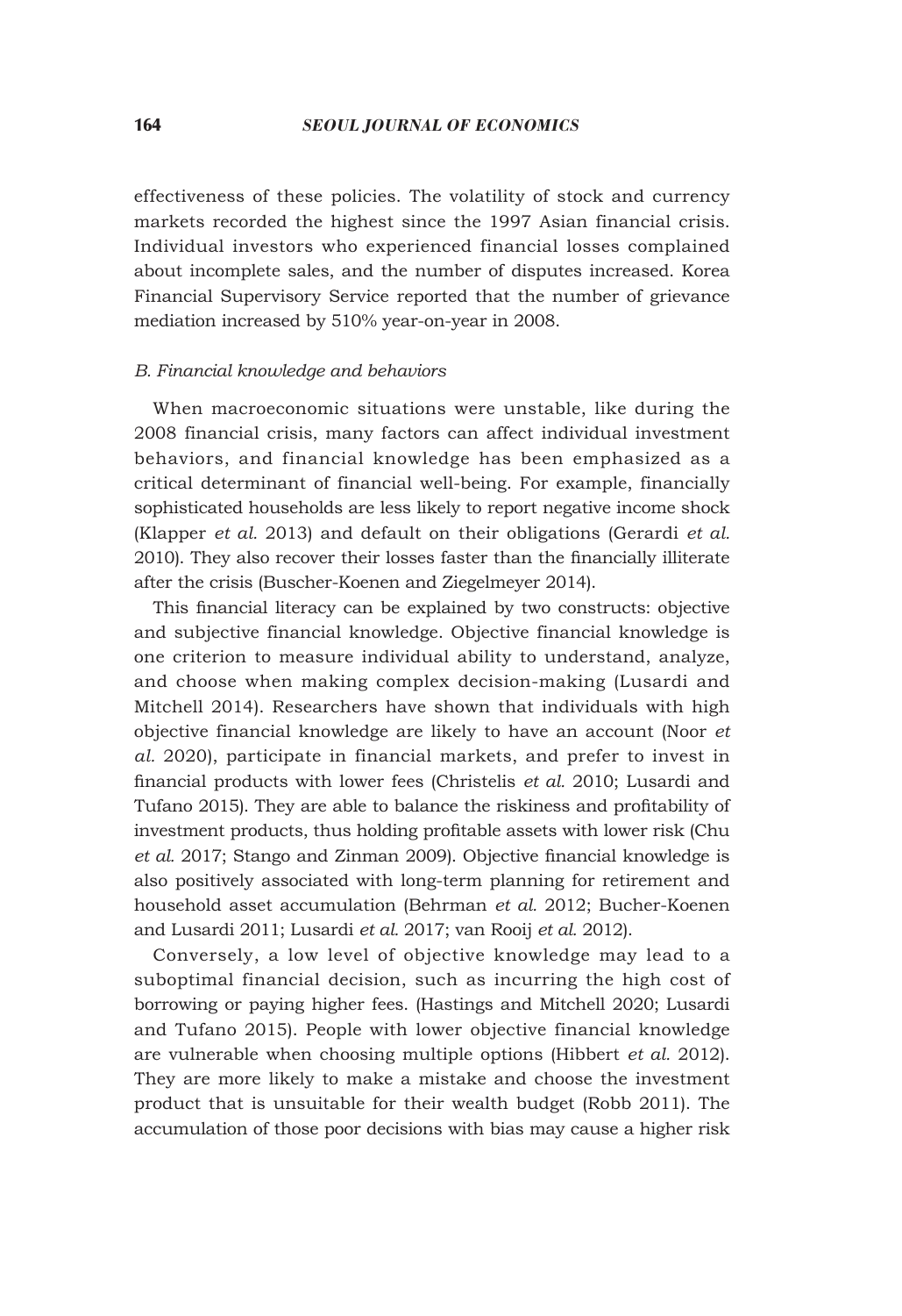effectiveness of these policies. The volatility of stock and currency markets recorded the highest since the 1997 Asian financial crisis. Individual investors who experienced financial losses complained about incomplete sales, and the number of disputes increased. Korea Financial Supervisory Service reported that the number of grievance mediation increased by 510% year-on-year in 2008.

### *B. Financial knowledge and behaviors*

When macroeconomic situations were unstable, like during the 2008 financial crisis, many factors can affect individual investment behaviors, and financial knowledge has been emphasized as a critical determinant of financial well-being. For example, financially sophisticated households are less likely to report negative income shock (Klapper *et al.* 2013) and default on their obligations (Gerardi *et al.* 2010). They also recover their losses faster than the financially illiterate after the crisis (Buscher-Koenen and Ziegelmeyer 2014).

This financial literacy can be explained by two constructs: objective and subjective financial knowledge. Objective financial knowledge is one criterion to measure individual ability to understand, analyze, and choose when making complex decision-making (Lusardi and Mitchell 2014). Researchers have shown that individuals with high objective financial knowledge are likely to have an account (Noor *et al.* 2020), participate in financial markets, and prefer to invest in financial products with lower fees (Christelis *et al.* 2010; Lusardi and Tufano 2015). They are able to balance the riskiness and profitability of investment products, thus holding profitable assets with lower risk (Chu *et al.* 2017; Stango and Zinman 2009). Objective financial knowledge is also positively associated with long-term planning for retirement and household asset accumulation (Behrman *et al.* 2012; Bucher-Koenen and Lusardi 2011; Lusardi *et al.* 2017; van Rooij *et al.* 2012).

Conversely, a low level of objective knowledge may lead to a suboptimal financial decision, such as incurring the high cost of borrowing or paying higher fees. (Hastings and Mitchell 2020; Lusardi and Tufano 2015). People with lower objective financial knowledge are vulnerable when choosing multiple options (Hibbert *et al.* 2012). They are more likely to make a mistake and choose the investment product that is unsuitable for their wealth budget (Robb 2011). The accumulation of those poor decisions with bias may cause a higher risk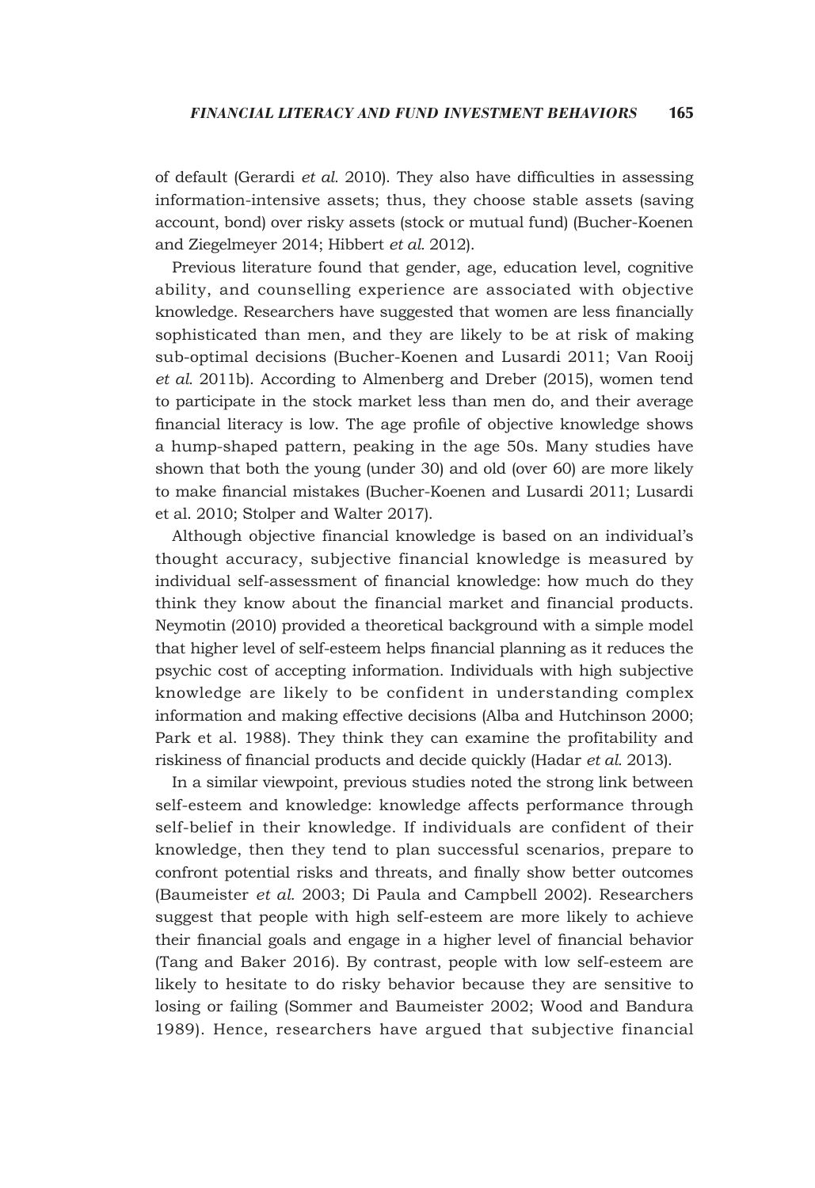of default (Gerardi *et al.* 2010). They also have difficulties in assessing information-intensive assets; thus, they choose stable assets (saving account, bond) over risky assets (stock or mutual fund) (Bucher-Koenen and Ziegelmeyer 2014; Hibbert *et al.* 2012).

Previous literature found that gender, age, education level, cognitive ability, and counselling experience are associated with objective knowledge. Researchers have suggested that women are less financially sophisticated than men, and they are likely to be at risk of making sub-optimal decisions (Bucher-Koenen and Lusardi 2011; Van Rooij *et al.* 2011b). According to Almenberg and Dreber (2015), women tend to participate in the stock market less than men do, and their average financial literacy is low. The age profile of objective knowledge shows a hump-shaped pattern, peaking in the age 50s. Many studies have shown that both the young (under 30) and old (over 60) are more likely to make financial mistakes (Bucher-Koenen and Lusardi 2011; Lusardi et al. 2010; Stolper and Walter 2017).

Although objective financial knowledge is based on an individual's thought accuracy, subjective financial knowledge is measured by individual self-assessment of financial knowledge: how much do they think they know about the financial market and financial products. Neymotin (2010) provided a theoretical background with a simple model that higher level of self-esteem helps financial planning as it reduces the psychic cost of accepting information. Individuals with high subjective knowledge are likely to be confident in understanding complex information and making effective decisions (Alba and Hutchinson 2000; Park et al. 1988). They think they can examine the profitability and riskiness of financial products and decide quickly (Hadar *et al.* 2013).

In a similar viewpoint, previous studies noted the strong link between self-esteem and knowledge: knowledge affects performance through self-belief in their knowledge. If individuals are confident of their knowledge, then they tend to plan successful scenarios, prepare to confront potential risks and threats, and finally show better outcomes (Baumeister *et al.* 2003; Di Paula and Campbell 2002). Researchers suggest that people with high self-esteem are more likely to achieve their financial goals and engage in a higher level of financial behavior (Tang and Baker 2016). By contrast, people with low self-esteem are likely to hesitate to do risky behavior because they are sensitive to losing or failing (Sommer and Baumeister 2002; Wood and Bandura 1989). Hence, researchers have argued that subjective financial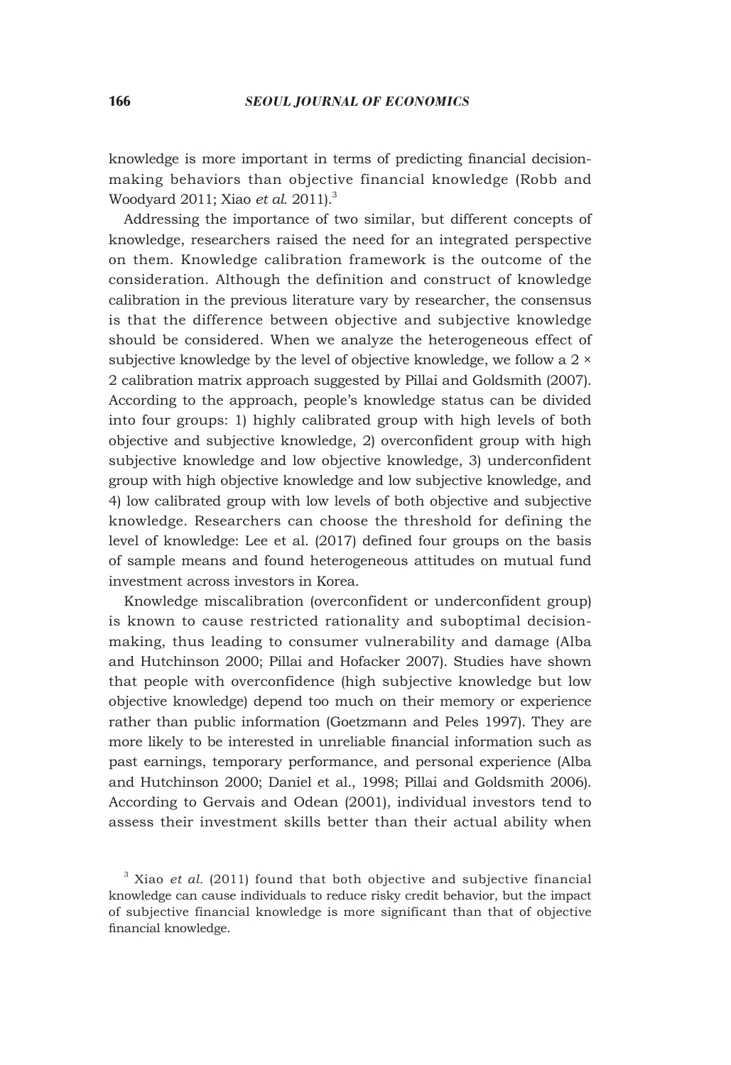knowledge is more important in terms of predicting financial decision-making behaviors than objective financial knowledge (Robb and Woodyard 2011; Xiao *et al.* 2011).[3]

Addressing the importance of two similar, but different concepts of knowledge, researchers raised the need for an integrated perspective on them. Knowledge calibration framework is the outcome of the consideration. Although the definition and construct of knowledge calibration in the previous literature vary by researcher, the consensus is that the difference between objective and subjective knowledge should be considered. When we analyze the heterogeneous effect of subjective knowledge by the level of objective knowledge, we follow a 2 × 2 calibration matrix approach suggested by Pillai and Goldsmith (2007). According to the approach, people's knowledge status can be divided into four groups: 1) highly calibrated group with high levels of both objective and subjective knowledge, 2) overconfident group with high subjective knowledge and low objective knowledge, 3) underconfident group with high objective knowledge and low subjective knowledge, and 4) low calibrated group with low levels of both objective and subjective knowledge. Researchers can choose the threshold for defining the level of knowledge: Lee et al. (2017) defined four groups on the basis of sample means and found heterogeneous attitudes on mutual fund investment across investors in Korea.

Knowledge miscalibration (overconfident or underconfident group) is known to cause restricted rationality and suboptimal decision-making, thus leading to consumer vulnerability and damage (Alba and Hutchinson 2000; Pillai and Hofacker 2007). Studies have shown that people with overconfidence (high subjective knowledge but low objective knowledge) depend too much on their memory or experience rather than public information (Goetzmann and Peles 1997). They are more likely to be interested in unreliable financial information such as past earnings, temporary performance, and personal experience (Alba and Hutchinson 2000; Daniel et al., 1998; Pillai and Goldsmith 2006). According to Gervais and Odean (2001), individual investors tend to assess their investment skills better than their actual ability when

[3] Xiao *et al.* (2011) found that both objective and subjective financial knowledge can cause individuals to reduce risky credit behavior, but the impact of subjective financial knowledge is more significant than that of objective financial knowledge.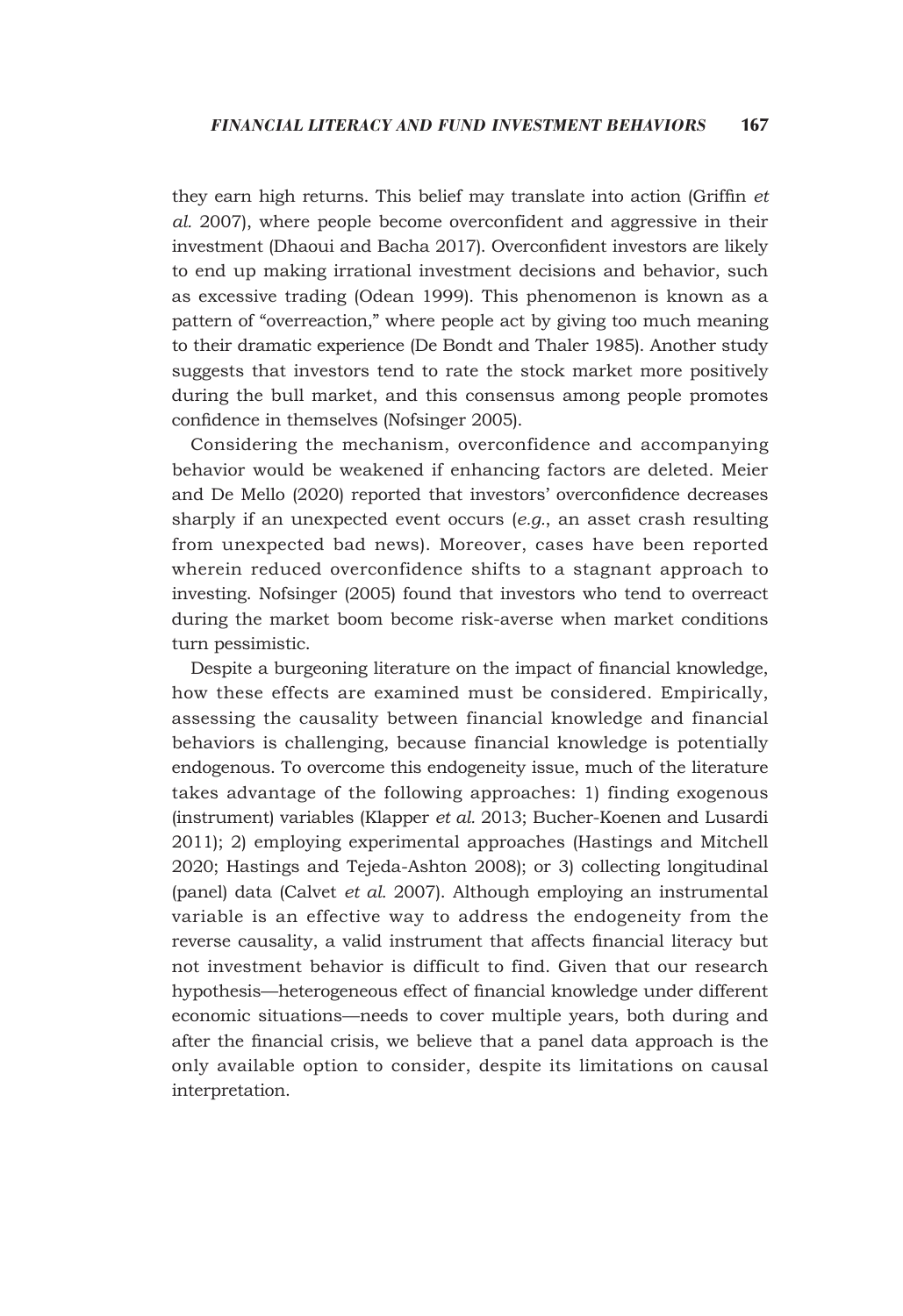they earn high returns. This belief may translate into action (Griffin *et al.* 2007), where people become overconfident and aggressive in their investment (Dhaoui and Bacha 2017). Overconfident investors are likely to end up making irrational investment decisions and behavior, such as excessive trading (Odean 1999). This phenomenon is known as a pattern of "overreaction," where people act by giving too much meaning to their dramatic experience (De Bondt and Thaler 1985). Another study suggests that investors tend to rate the stock market more positively during the bull market, and this consensus among people promotes confidence in themselves (Nofsinger 2005).

Considering the mechanism, overconfidence and accompanying behavior would be weakened if enhancing factors are deleted. Meier and De Mello (2020) reported that investors' overconfidence decreases sharply if an unexpected event occurs (*e.g.*, an asset crash resulting from unexpected bad news). Moreover, cases have been reported wherein reduced overconfidence shifts to a stagnant approach to investing. Nofsinger (2005) found that investors who tend to overreact during the market boom become risk-averse when market conditions turn pessimistic.

Despite a burgeoning literature on the impact of financial knowledge, how these effects are examined must be considered. Empirically, assessing the causality between financial knowledge and financial behaviors is challenging, because financial knowledge is potentially endogenous. To overcome this endogeneity issue, much of the literature takes advantage of the following approaches: 1) finding exogenous (instrument) variables (Klapper *et al.* 2013; Bucher-Koenen and Lusardi 2011); 2) employing experimental approaches (Hastings and Mitchell 2020; Hastings and Tejeda-Ashton 2008); or 3) collecting longitudinal (panel) data (Calvet *et al.* 2007). Although employing an instrumental variable is an effective way to address the endogeneity from the reverse causality, a valid instrument that affects financial literacy but not investment behavior is difficult to find. Given that our research hypothesis—heterogeneous effect of financial knowledge under different economic situations—needs to cover multiple years, both during and after the financial crisis, we believe that a panel data approach is the only available option to consider, despite its limitations on causal interpretation.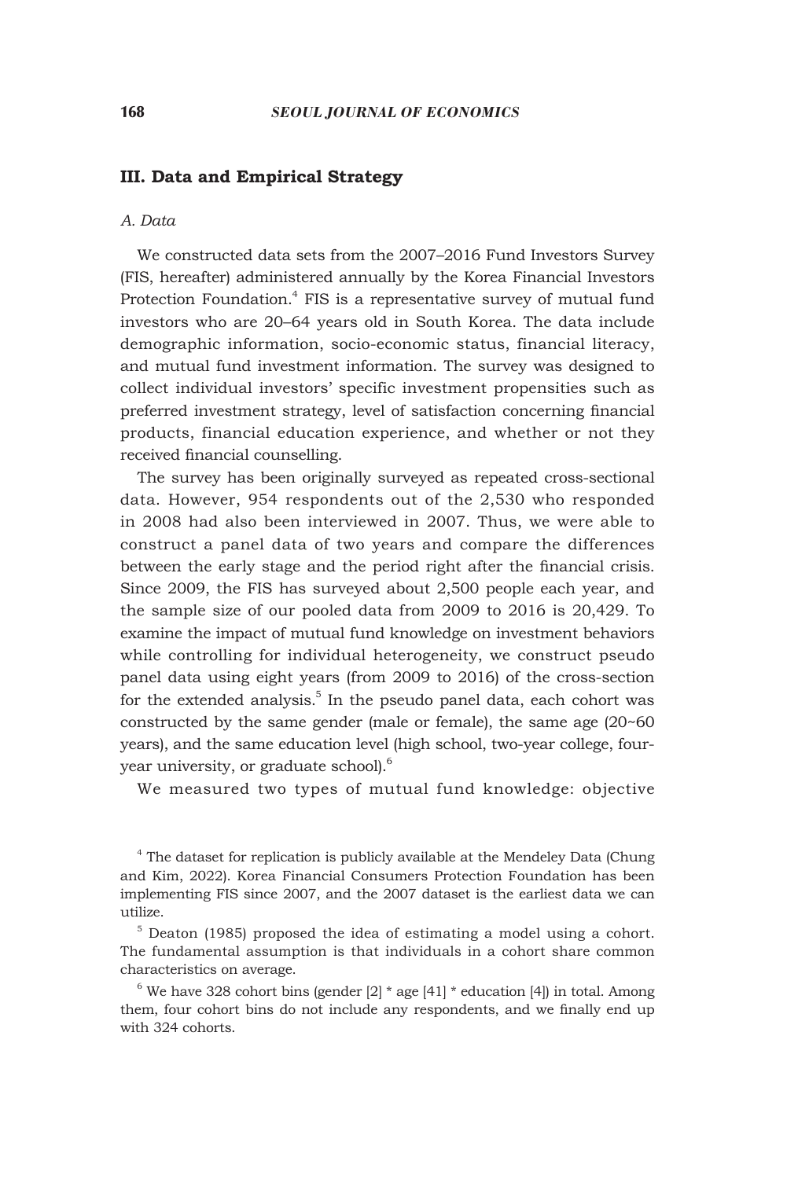## III. Data and Empirical Strategy

### *A. Data*

We constructed data sets from the 2007–2016 Fund Investors Survey (FIS, hereafter) administered annually by the Korea Financial Investors Protection Foundation.[4] FIS is a representative survey of mutual fund investors who are 20–64 years old in South Korea. The data include demographic information, socio-economic status, financial literacy, and mutual fund investment information. The survey was designed to collect individual investors' specific investment propensities such as preferred investment strategy, level of satisfaction concerning financial products, financial education experience, and whether or not they received financial counselling.

The survey has been originally surveyed as repeated cross-sectional data. However, 954 respondents out of the 2,530 who responded in 2008 had also been interviewed in 2007. Thus, we were able to construct a panel data of two years and compare the differences between the early stage and the period right after the financial crisis. Since 2009, the FIS has surveyed about 2,500 people each year, and the sample size of our pooled data from 2009 to 2016 is 20,429. To examine the impact of mutual fund knowledge on investment behaviors while controlling for individual heterogeneity, we construct pseudo panel data using eight years (from 2009 to 2016) of the cross-section for the extended analysis.[5] In the pseudo panel data, each cohort was constructed by the same gender (male or female), the same age (20~60 years), and the same education level (high school, two-year college, four-year university, or graduate school).[6]

We measured two types of mutual fund knowledge: objective

[4] The dataset for replication is publicly available at the Mendeley Data (Chung and Kim, 2022). Korea Financial Consumers Protection Foundation has been implementing FIS since 2007, and the 2007 dataset is the earliest data we can utilize.

[5] Deaton (1985) proposed the idea of estimating a model using a cohort. The fundamental assumption is that individuals in a cohort share common characteristics on average.

[6] We have 328 cohort bins (gender [2] * age [41] * education [4]) in total. Among them, four cohort bins do not include any respondents, and we finally end up with 324 cohorts.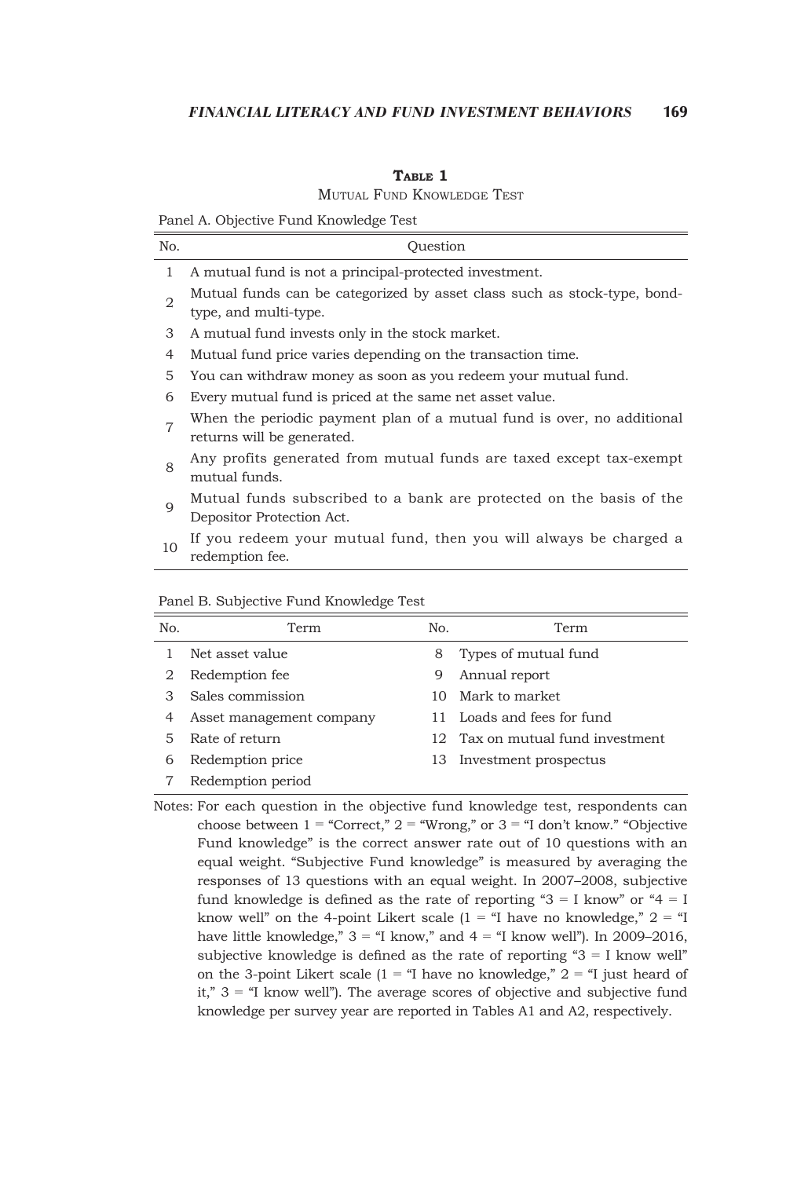**Table 1**

Mutual Fund Knowledge Test

Panel A. Objective Fund Knowledge Test

| No. | Question |
|---|---|
| 1 | A mutual fund is not a principal-protected investment. |
| 2 | Mutual funds can be categorized by asset class such as stock-type, bond-type, and multi-type. |
| 3 | A mutual fund invests only in the stock market. |
| 4 | Mutual fund price varies depending on the transaction time. |
| 5 | You can withdraw money as soon as you redeem your mutual fund. |
| 6 | Every mutual fund is priced at the same net asset value. |
| 7 | When the periodic payment plan of a mutual fund is over, no additional returns will be generated. |
| 8 | Any profits generated from mutual funds are taxed except tax-exempt mutual funds. |
| 9 | Mutual funds subscribed to a bank are protected on the basis of the Depositor Protection Act. |
| 10 | If you redeem your mutual fund, then you will always be charged a redemption fee. |

Panel B. Subjective Fund Knowledge Test

| No. | Term | No. | Term |
|---|---|---|---|
| 1 | Net asset value | 8 | Types of mutual fund |
| 2 | Redemption fee | 9 | Annual report |
| 3 | Sales commission | 10 | Mark to market |
| 4 | Asset management company | 11 | Loads and fees for fund |
| 5 | Rate of return | 12 | Tax on mutual fund investment |
| 6 | Redemption price | 13 | Investment prospectus |
| 7 | Redemption period | | |

Notes: For each question in the objective fund knowledge test, respondents can choose between 1 = "Correct," 2 = "Wrong," or 3 = "I don't know." "Objective Fund knowledge" is the correct answer rate out of 10 questions with an equal weight. "Subjective Fund knowledge" is measured by averaging the responses of 13 questions with an equal weight. In 2007–2008, subjective fund knowledge is defined as the rate of reporting "3 = I know" or "4 = I know well" on the 4-point Likert scale (1 = "I have no knowledge," 2 = "I have little knowledge," 3 = "I know," and 4 = "I know well"). In 2009–2016, subjective knowledge is defined as the rate of reporting "3 = I know well" on the 3-point Likert scale (1 = "I have no knowledge," 2 = "I just heard of it," 3 = "I know well"). The average scores of objective and subjective fund knowledge per survey year are reported in Tables A1 and A2, respectively.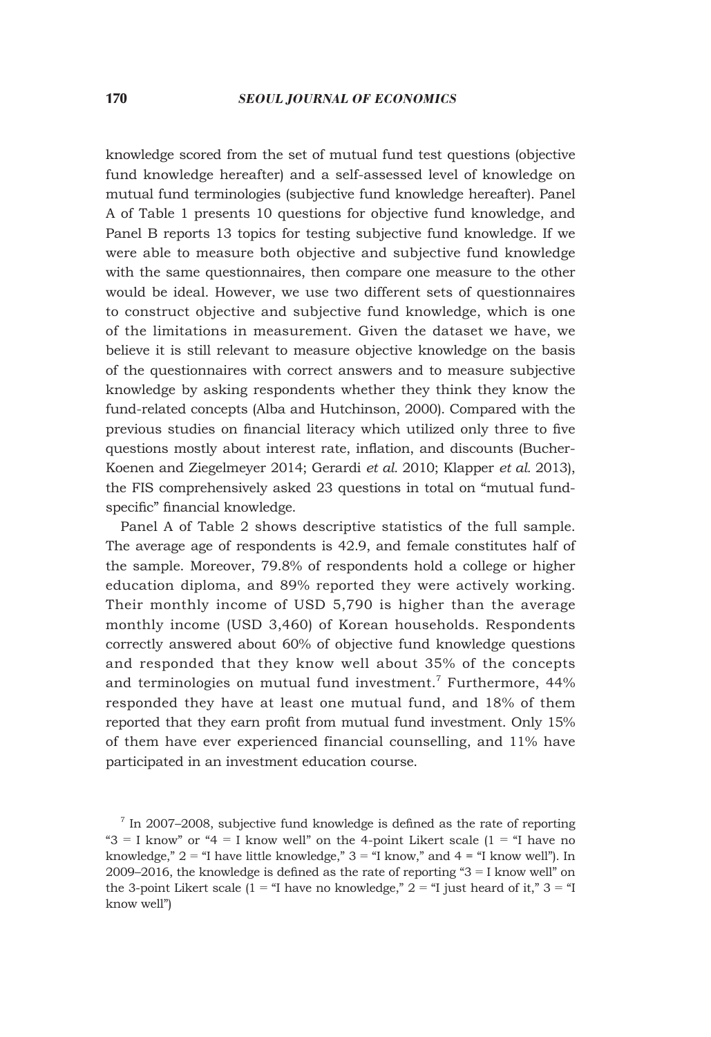knowledge scored from the set of mutual fund test questions (objective fund knowledge hereafter) and a self-assessed level of knowledge on mutual fund terminologies (subjective fund knowledge hereafter). Panel A of Table 1 presents 10 questions for objective fund knowledge, and Panel B reports 13 topics for testing subjective fund knowledge. If we were able to measure both objective and subjective fund knowledge with the same questionnaires, then compare one measure to the other would be ideal. However, we use two different sets of questionnaires to construct objective and subjective fund knowledge, which is one of the limitations in measurement. Given the dataset we have, we believe it is still relevant to measure objective knowledge on the basis of the questionnaires with correct answers and to measure subjective knowledge by asking respondents whether they think they know the fund-related concepts (Alba and Hutchinson, 2000). Compared with the previous studies on financial literacy which utilized only three to five questions mostly about interest rate, inflation, and discounts (Bucher-Koenen and Ziegelmeyer 2014; Gerardi *et al.* 2010; Klapper *et al.* 2013), the FIS comprehensively asked 23 questions in total on "mutual fund-specific" financial knowledge.

Panel A of Table 2 shows descriptive statistics of the full sample. The average age of respondents is 42.9, and female constitutes half of the sample. Moreover, 79.8% of respondents hold a college or higher education diploma, and 89% reported they were actively working. Their monthly income of USD 5,790 is higher than the average monthly income (USD 3,460) of Korean households. Respondents correctly answered about 60% of objective fund knowledge questions and responded that they know well about 35% of the concepts and terminologies on mutual fund investment.[7] Furthermore, 44% responded they have at least one mutual fund, and 18% of them reported that they earn profit from mutual fund investment. Only 15% of them have ever experienced financial counselling, and 11% have participated in an investment education course.

[7] In 2007–2008, subjective fund knowledge is defined as the rate of reporting "3 = I know" or "4 = I know well" on the 4-point Likert scale (1 = "I have no knowledge," 2 = "I have little knowledge," 3 = "I know," and 4 = "I know well"). In 2009–2016, the knowledge is defined as the rate of reporting "3 = I know well" on the 3-point Likert scale (1 = "I have no knowledge," 2 = "I just heard of it," 3 = "I know well")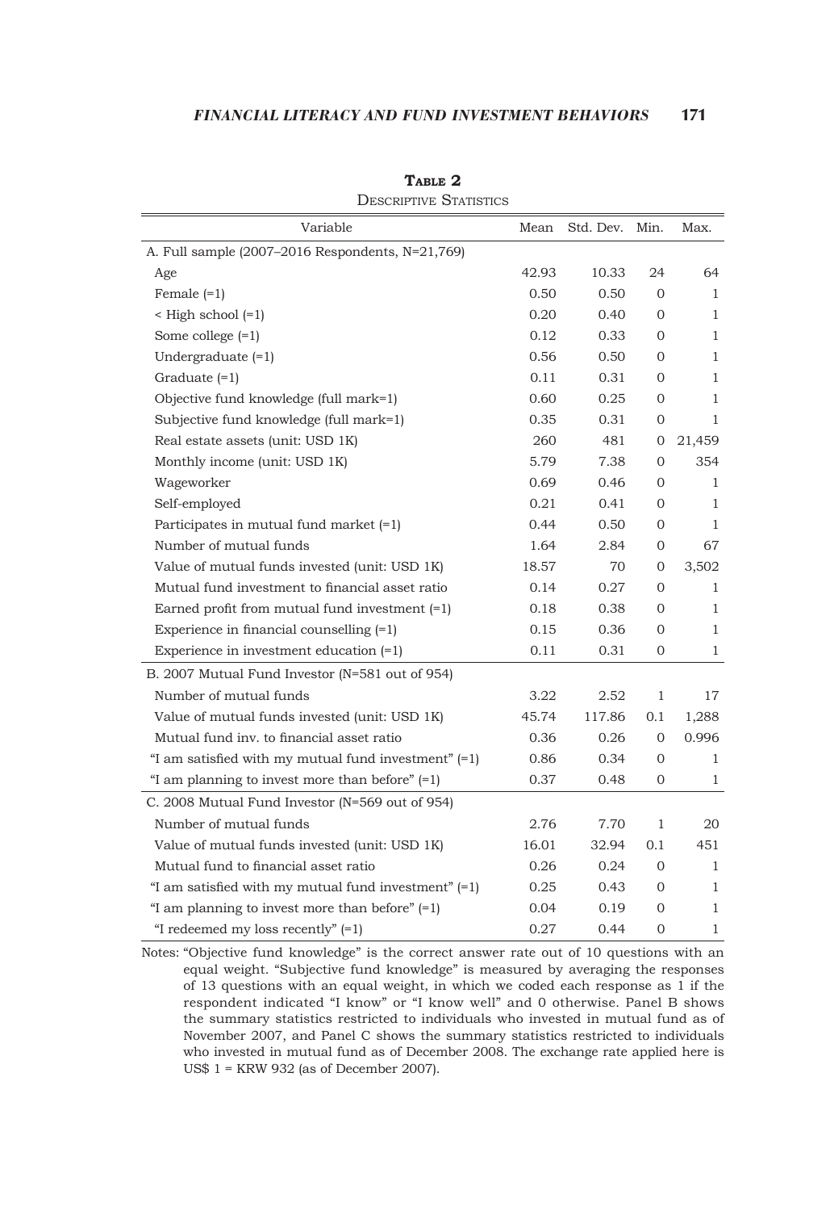**Table 2**

Descriptive Statistics

| Variable | Mean | Std. Dev. | Min. | Max. |
|---|---|---|---|---|
| A. Full sample (2007–2016 Respondents, N=21,769) | | | | |
| Age | 42.93 | 10.33 | 24 | 64 |
| Female (=1) | 0.50 | 0.50 | 0 | 1 |
| < High school (=1) | 0.20 | 0.40 | 0 | 1 |
| Some college (=1) | 0.12 | 0.33 | 0 | 1 |
| Undergraduate (=1) | 0.56 | 0.50 | 0 | 1 |
| Graduate (=1) | 0.11 | 0.31 | 0 | 1 |
| Objective fund knowledge (full mark=1) | 0.60 | 0.25 | 0 | 1 |
| Subjective fund knowledge (full mark=1) | 0.35 | 0.31 | 0 | 1 |
| Real estate assets (unit: USD 1K) | 260 | 481 | 0 | 21,459 |
| Monthly income (unit: USD 1K) | 5.79 | 7.38 | 0 | 354 |
| Wageworker | 0.69 | 0.46 | 0 | 1 |
| Self-employed | 0.21 | 0.41 | 0 | 1 |
| Participates in mutual fund market (=1) | 0.44 | 0.50 | 0 | 1 |
| Number of mutual funds | 1.64 | 2.84 | 0 | 67 |
| Value of mutual funds invested (unit: USD 1K) | 18.57 | 70 | 0 | 3,502 |
| Mutual fund investment to financial asset ratio | 0.14 | 0.27 | 0 | 1 |
| Earned profit from mutual fund investment (=1) | 0.18 | 0.38 | 0 | 1 |
| Experience in financial counselling (=1) | 0.15 | 0.36 | 0 | 1 |
| Experience in investment education (=1) | 0.11 | 0.31 | 0 | 1 |
| B. 2007 Mutual Fund Investor (N=581 out of 954) | | | | |
| Number of mutual funds | 3.22 | 2.52 | 1 | 17 |
| Value of mutual funds invested (unit: USD 1K) | 45.74 | 117.86 | 0.1 | 1,288 |
| Mutual fund inv. to financial asset ratio | 0.36 | 0.26 | 0 | 0.996 |
| "I am satisfied with my mutual fund investment" (=1) | 0.86 | 0.34 | 0 | 1 |
| "I am planning to invest more than before" (=1) | 0.37 | 0.48 | 0 | 1 |
| C. 2008 Mutual Fund Investor (N=569 out of 954) | | | | |
| Number of mutual funds | 2.76 | 7.70 | 1 | 20 |
| Value of mutual funds invested (unit: USD 1K) | 16.01 | 32.94 | 0.1 | 451 |
| Mutual fund to financial asset ratio | 0.26 | 0.24 | 0 | 1 |
| "I am satisfied with my mutual fund investment" (=1) | 0.25 | 0.43 | 0 | 1 |
| "I am planning to invest more than before" (=1) | 0.04 | 0.19 | 0 | 1 |
| "I redeemed my loss recently" (=1) | 0.27 | 0.44 | 0 | 1 |

Notes: "Objective fund knowledge" is the correct answer rate out of 10 questions with an equal weight. "Subjective fund knowledge" is measured by averaging the responses of 13 questions with an equal weight, in which we coded each response as 1 if the respondent indicated "I know" or "I know well" and 0 otherwise. Panel B shows the summary statistics restricted to individuals who invested in mutual fund as of November 2007, and Panel C shows the summary statistics restricted to individuals who invested in mutual fund as of December 2008. The exchange rate applied here is US$ 1 = KRW 932 (as of December 2007).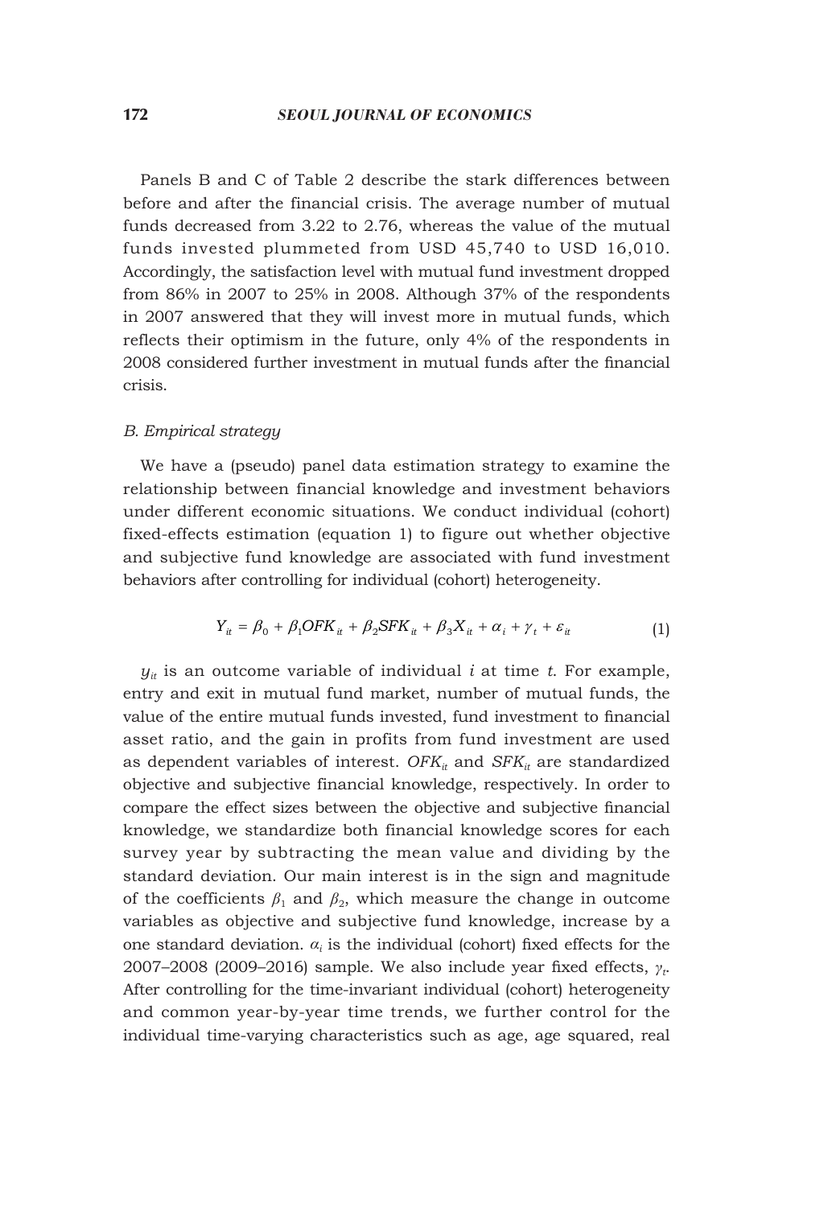Panels B and C of Table 2 describe the stark differences between before and after the financial crisis. The average number of mutual funds decreased from 3.22 to 2.76, whereas the value of the mutual funds invested plummeted from USD 45,740 to USD 16,010. Accordingly, the satisfaction level with mutual fund investment dropped from 86% in 2007 to 25% in 2008. Although 37% of the respondents in 2007 answered that they will invest more in mutual funds, which reflects their optimism in the future, only 4% of the respondents in 2008 considered further investment in mutual funds after the financial crisis.

### *B. Empirical strategy*

We have a (pseudo) panel data estimation strategy to examine the relationship between financial knowledge and investment behaviors under different economic situations. We conduct individual (cohort) fixed-effects estimation (equation 1) to figure out whether objective and subjective fund knowledge are associated with fund investment behaviors after controlling for individual (cohort) heterogeneity.

$$Y_{it} = \beta_0 + \beta_1 OFK_{it} + \beta_2 SFK_{it} + \beta_3 X_{it} + \alpha_i + \gamma_t + \varepsilon_{it} \tag{1}$$

$y_{it}$ is an outcome variable of individual $i$ at time $t$. For example, entry and exit in mutual fund market, number of mutual funds, the value of the entire mutual funds invested, fund investment to financial asset ratio, and the gain in profits from fund investment are used as dependent variables of interest. $OFK_{it}$ and $SFK_{it}$ are standardized objective and subjective financial knowledge, respectively. In order to compare the effect sizes between the objective and subjective financial knowledge, we standardize both financial knowledge scores for each survey year by subtracting the mean value and dividing by the standard deviation. Our main interest is in the sign and magnitude of the coefficients $\beta_1$ and $\beta_2$, which measure the change in outcome variables as objective and subjective fund knowledge, increase by a one standard deviation. $\alpha_i$ is the individual (cohort) fixed effects for the 2007–2008 (2009–2016) sample. We also include year fixed effects, $\gamma_t$. After controlling for the time-invariant individual (cohort) heterogeneity and common year-by-year time trends, we further control for the individual time-varying characteristics such as age, age squared, real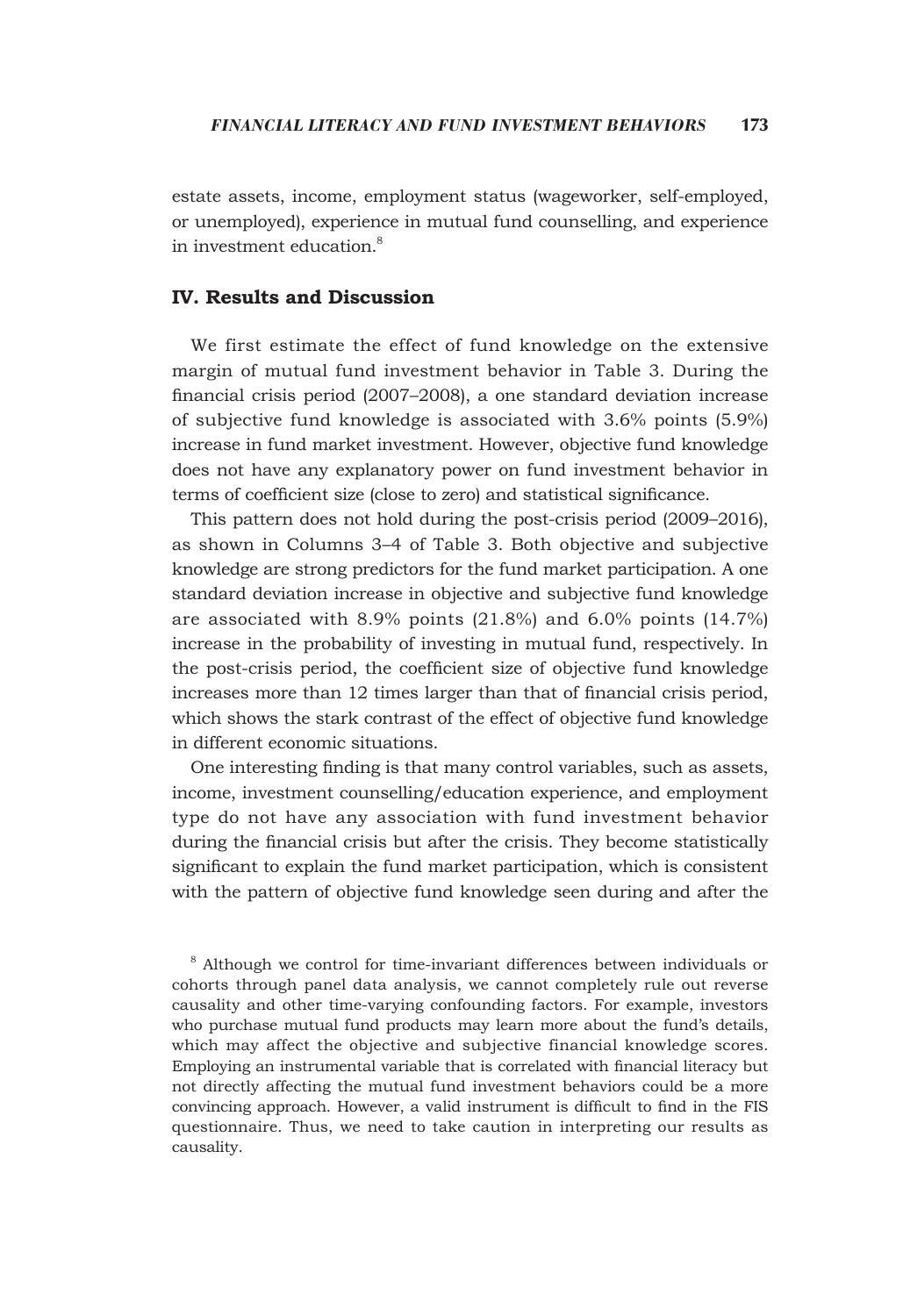estate assets, income, employment status (wageworker, self-employed, or unemployed), experience in mutual fund counselling, and experience in investment education.[8]

## IV. Results and Discussion

We first estimate the effect of fund knowledge on the extensive margin of mutual fund investment behavior in Table 3. During the financial crisis period (2007–2008), a one standard deviation increase of subjective fund knowledge is associated with 3.6% points (5.9%) increase in fund market investment. However, objective fund knowledge does not have any explanatory power on fund investment behavior in terms of coefficient size (close to zero) and statistical significance.

This pattern does not hold during the post-crisis period (2009–2016), as shown in Columns 3–4 of Table 3. Both objective and subjective knowledge are strong predictors for the fund market participation. A one standard deviation increase in objective and subjective fund knowledge are associated with 8.9% points (21.8%) and 6.0% points (14.7%) increase in the probability of investing in mutual fund, respectively. In the post-crisis period, the coefficient size of objective fund knowledge increases more than 12 times larger than that of financial crisis period, which shows the stark contrast of the effect of objective fund knowledge in different economic situations.

One interesting finding is that many control variables, such as assets, income, investment counselling/education experience, and employment type do not have any association with fund investment behavior during the financial crisis but after the crisis. They become statistically significant to explain the fund market participation, which is consistent with the pattern of objective fund knowledge seen during and after the

[8] Although we control for time-invariant differences between individuals or cohorts through panel data analysis, we cannot completely rule out reverse causality and other time-varying confounding factors. For example, investors who purchase mutual fund products may learn more about the fund's details, which may affect the objective and subjective financial knowledge scores. Employing an instrumental variable that is correlated with financial literacy but not directly affecting the mutual fund investment behaviors could be a more convincing approach. However, a valid instrument is difficult to find in the FIS questionnaire. Thus, we need to take caution in interpreting our results as causality.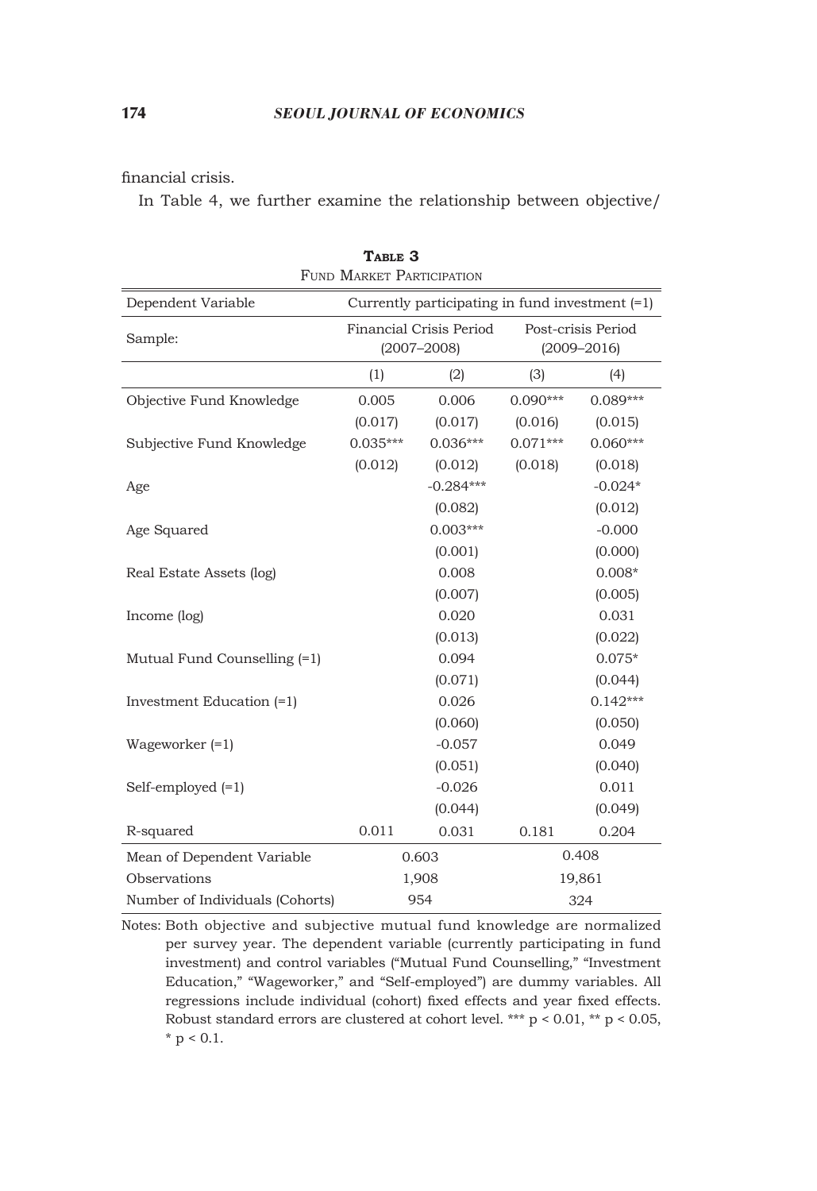financial crisis.

In Table 4, we further examine the relationship between objective/

**TABLE 3**
FUND MARKET PARTICIPATION

| Dependent Variable | Currently participating in fund investment (=1) | | | |
|---|---|---|---|---|
| Sample: | Financial Crisis Period (2007–2008) | | Post-crisis Period (2009–2016) | |
| | (1) | (2) | (3) | (4) |
| Objective Fund Knowledge | 0.005 | 0.006 | 0.090*** | 0.089*** |
| | (0.017) | (0.017) | (0.016) | (0.015) |
| Subjective Fund Knowledge | 0.035*** | 0.036*** | 0.071*** | 0.060*** |
| | (0.012) | (0.012) | (0.018) | (0.018) |
| Age | | -0.284*** | | -0.024* |
| | | (0.082) | | (0.012) |
| Age Squared | | 0.003*** | | -0.000 |
| | | (0.001) | | (0.000) |
| Real Estate Assets (log) | | 0.008 | | 0.008* |
| | | (0.007) | | (0.005) |
| Income (log) | | 0.020 | | 0.031 |
| | | (0.013) | | (0.022) |
| Mutual Fund Counselling (=1) | | 0.094 | | 0.075* |
| | | (0.071) | | (0.044) |
| Investment Education (=1) | | 0.026 | | 0.142*** |
| | | (0.060) | | (0.050) |
| Wageworker (=1) | | -0.057 | | 0.049 |
| | | (0.051) | | (0.040) |
| Self-employed (=1) | | -0.026 | | 0.011 |
| | | (0.044) | | (0.049) |
| R-squared | 0.011 | 0.031 | 0.181 | 0.204 |
| Mean of Dependent Variable | 0.603 | | 0.408 | |
| Observations | 1,908 | | 19,861 | |
| Number of Individuals (Cohorts) | 954 | | 324 | |

Notes: Both objective and subjective mutual fund knowledge are normalized per survey year. The dependent variable (currently participating in fund investment) and control variables ("Mutual Fund Counselling," "Investment Education," "Wageworker," and "Self-employed") are dummy variables. All regressions include individual (cohort) fixed effects and year fixed effects. Robust standard errors are clustered at cohort level. *** $p < 0.01$, ** $p < 0.05$, * $p < 0.1$.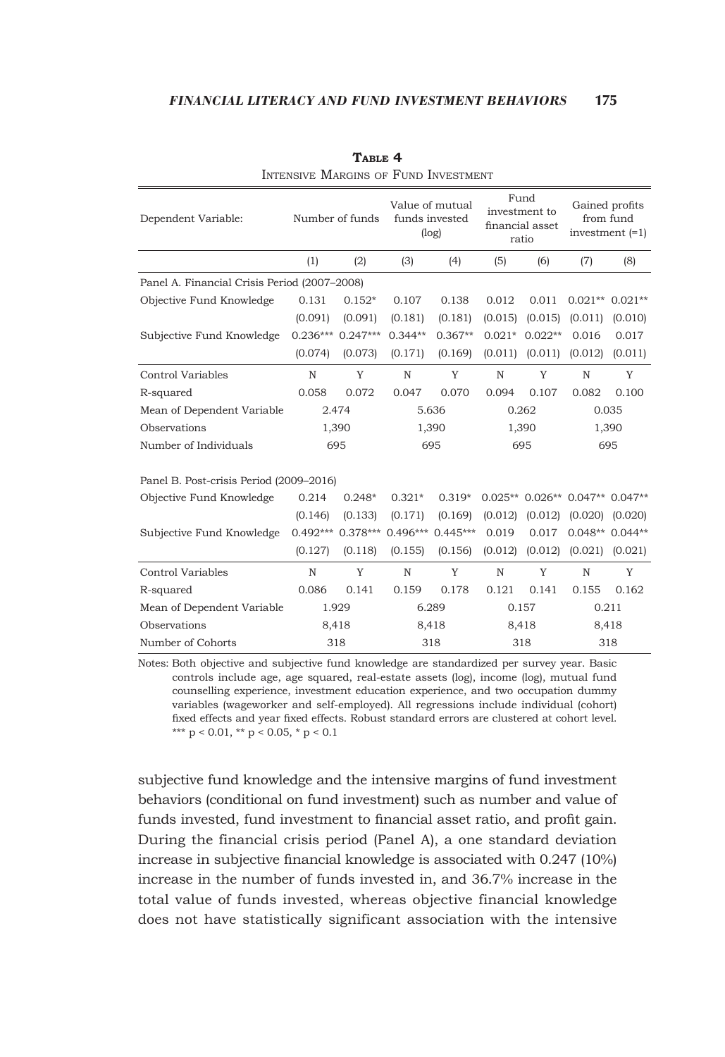**Table 4**

Intensive Margins of Fund Investment

| Dependent Variable: | Number of funds | | Value of mutual funds invested (log) | | Fund investment to financial asset ratio | | Gained profits from fund investment (=1) | |
|---|---|---|---|---|---|---|---|---|
| | (1) | (2) | (3) | (4) | (5) | (6) | (7) | (8) |
| Panel A. Financial Crisis Period (2007–2008) | | | | | | | | |
| Objective Fund Knowledge | 0.131 | 0.152* | 0.107 | 0.138 | 0.012 | 0.011 | 0.021** | 0.021** |
| | (0.091) | (0.091) | (0.181) | (0.181) | (0.015) | (0.015) | (0.011) | (0.010) |
| Subjective Fund Knowledge | 0.236*** | 0.247*** | 0.344** | 0.367** | 0.021* | 0.022** | 0.016 | 0.017 |
| | (0.074) | (0.073) | (0.171) | (0.169) | (0.011) | (0.011) | (0.012) | (0.011) |
| Control Variables | N | Y | N | Y | N | Y | N | Y |
| R-squared | 0.058 | 0.072 | 0.047 | 0.070 | 0.094 | 0.107 | 0.082 | 0.100 |
| Mean of Dependent Variable | 2.474 | | 5.636 | | 0.262 | | 0.035 | |
| Observations | 1,390 | | 1,390 | | 1,390 | | 1,390 | |
| Number of Individuals | 695 | | 695 | | 695 | | 695 | |
| Panel B. Post-crisis Period (2009–2016) | | | | | | | | |
| Objective Fund Knowledge | 0.214 | 0.248* | 0.321* | 0.319* | 0.025** | 0.026** | 0.047** | 0.047** |
| | (0.146) | (0.133) | (0.171) | (0.169) | (0.012) | (0.012) | (0.020) | (0.020) |
| Subjective Fund Knowledge | 0.492*** | 0.378*** | 0.496*** | 0.445*** | 0.019 | 0.017 | 0.048** | 0.044** |
| | (0.127) | (0.118) | (0.155) | (0.156) | (0.012) | (0.012) | (0.021) | (0.021) |
| Control Variables | N | Y | N | Y | N | Y | N | Y |
| R-squared | 0.086 | 0.141 | 0.159 | 0.178 | 0.121 | 0.141 | 0.155 | 0.162 |
| Mean of Dependent Variable | 1.929 | | 6.289 | | 0.157 | | 0.211 | |
| Observations | 8,418 | | 8,418 | | 8,418 | | 8,418 | |
| Number of Cohorts | 318 | | 318 | | 318 | | 318 | |

Notes: Both objective and subjective fund knowledge are standardized per survey year. Basic controls include age, age squared, real-estate assets (log), income (log), mutual fund counselling experience, investment education experience, and two occupation dummy variables (wageworker and self-employed). All regressions include individual (cohort) fixed effects and year fixed effects. Robust standard errors are clustered at cohort level. *** $p < 0.01$, ** $p < 0.05$, * $p < 0.1$

subjective fund knowledge and the intensive margins of fund investment behaviors (conditional on fund investment) such as number and value of funds invested, fund investment to financial asset ratio, and profit gain. During the financial crisis period (Panel A), a one standard deviation increase in subjective financial knowledge is associated with 0.247 (10%) increase in the number of funds invested in, and 36.7% increase in the total value of funds invested, whereas objective financial knowledge does not have statistically significant association with the intensive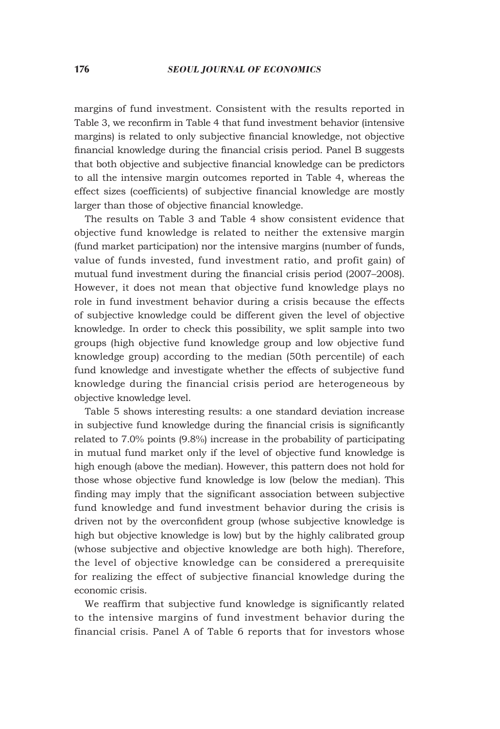margins of fund investment. Consistent with the results reported in Table 3, we reconfirm in Table 4 that fund investment behavior (intensive margins) is related to only subjective financial knowledge, not objective financial knowledge during the financial crisis period. Panel B suggests that both objective and subjective financial knowledge can be predictors to all the intensive margin outcomes reported in Table 4, whereas the effect sizes (coefficients) of subjective financial knowledge are mostly larger than those of objective financial knowledge.

The results on Table 3 and Table 4 show consistent evidence that objective fund knowledge is related to neither the extensive margin (fund market participation) nor the intensive margins (number of funds, value of funds invested, fund investment ratio, and profit gain) of mutual fund investment during the financial crisis period (2007–2008). However, it does not mean that objective fund knowledge plays no role in fund investment behavior during a crisis because the effects of subjective knowledge could be different given the level of objective knowledge. In order to check this possibility, we split sample into two groups (high objective fund knowledge group and low objective fund knowledge group) according to the median (50th percentile) of each fund knowledge and investigate whether the effects of subjective fund knowledge during the financial crisis period are heterogeneous by objective knowledge level.

Table 5 shows interesting results: a one standard deviation increase in subjective fund knowledge during the financial crisis is significantly related to 7.0% points (9.8%) increase in the probability of participating in mutual fund market only if the level of objective fund knowledge is high enough (above the median). However, this pattern does not hold for those whose objective fund knowledge is low (below the median). This finding may imply that the significant association between subjective fund knowledge and fund investment behavior during the crisis is driven not by the overconfident group (whose subjective knowledge is high but objective knowledge is low) but by the highly calibrated group (whose subjective and objective knowledge are both high). Therefore, the level of objective knowledge can be considered a prerequisite for realizing the effect of subjective financial knowledge during the economic crisis.

We reaffirm that subjective fund knowledge is significantly related to the intensive margins of fund investment behavior during the financial crisis. Panel A of Table 6 reports that for investors whose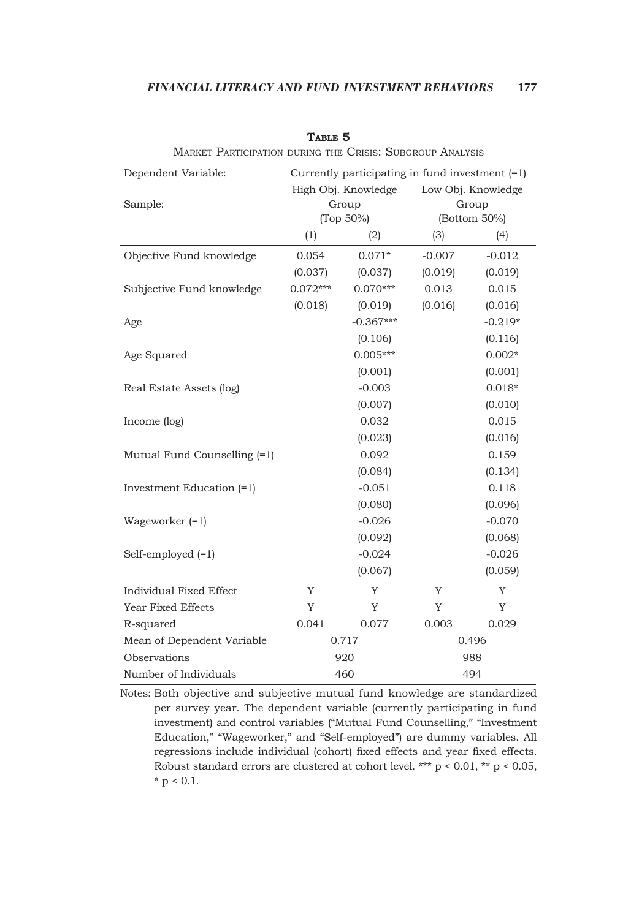**Table 5**

Market Participation during the Crisis: Subgroup Analysis

| Dependent Variable: | Currently participating in fund investment (=1) | | | |
|---|---|---|---|---|
| Sample: | High Obj. Knowledge Group (Top 50%) | | Low Obj. Knowledge Group (Bottom 50%) | |
| | (1) | (2) | (3) | (4) |
| Objective Fund knowledge | 0.054 | 0.071* | -0.007 | -0.012 |
| | (0.037) | (0.037) | (0.019) | (0.019) |
| Subjective Fund knowledge | 0.072*** | 0.070*** | 0.013 | 0.015 |
| | (0.018) | (0.019) | (0.016) | (0.016) |
| Age | | -0.367*** | | -0.219* |
| | | (0.106) | | (0.116) |
| Age Squared | | 0.005*** | | 0.002* |
| | | (0.001) | | (0.001) |
| Real Estate Assets (log) | | -0.003 | | 0.018* |
| | | (0.007) | | (0.010) |
| Income (log) | | 0.032 | | 0.015 |
| | | (0.023) | | (0.016) |
| Mutual Fund Counselling (=1) | | 0.092 | | 0.159 |
| | | (0.084) | | (0.134) |
| Investment Education (=1) | | -0.051 | | 0.118 |
| | | (0.080) | | (0.096) |
| Wageworker (=1) | | -0.026 | | -0.070 |
| | | (0.092) | | (0.068) |
| Self-employed (=1) | | -0.024 | | -0.026 |
| | | (0.067) | | (0.059) |
| Individual Fixed Effect | Y | Y | Y | Y |
| Year Fixed Effects | Y | Y | Y | Y |
| R-squared | 0.041 | 0.077 | 0.003 | 0.029 |
| Mean of Dependent Variable | 0.717 | | 0.496 | |
| Observations | 920 | | 988 | |
| Number of Individuals | 460 | | 494 | |

Notes: Both objective and subjective mutual fund knowledge are standardized per survey year. The dependent variable (currently participating in fund investment) and control variables ("Mutual Fund Counselling," "Investment Education," "Wageworker," and "Self-employed") are dummy variables. All regressions include individual (cohort) fixed effects and year fixed effects. Robust standard errors are clustered at cohort level. *** $p < 0.01$, ** $p < 0.05$, * $p < 0.1$.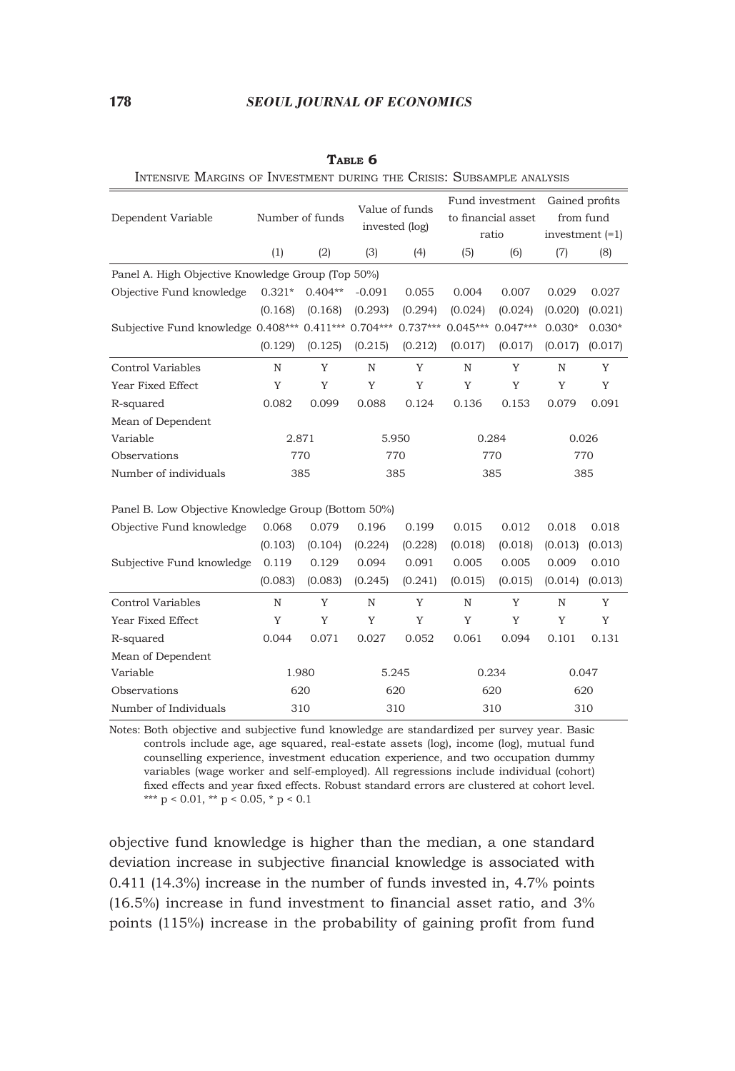**Table 6**

Intensive Margins of Investment during the Crisis: Subsample analysis

| Dependent Variable | Number of funds | | Value of funds invested (log) | | Fund investment to financial asset ratio | | Gained profits from fund investment (=1) | |
|---|---|---|---|---|---|---|---|---|
| | (1) | (2) | (3) | (4) | (5) | (6) | (7) | (8) |
| Panel A. High Objective Knowledge Group (Top 50%) | | | | | | | | |
| Objective Fund knowledge | 0.321* | 0.404** | -0.091 | 0.055 | 0.004 | 0.007 | 0.029 | 0.027 |
| | (0.168) | (0.168) | (0.293) | (0.294) | (0.024) | (0.024) | (0.020) | (0.021) |
| Subjective Fund knowledge | 0.408*** | 0.411*** | 0.704*** | 0.737*** | 0.045*** | 0.047*** | 0.030* | 0.030* |
| | (0.129) | (0.125) | (0.215) | (0.212) | (0.017) | (0.017) | (0.017) | (0.017) |
| Control Variables | N | Y | N | Y | N | Y | N | Y |
| Year Fixed Effect | Y | Y | Y | Y | Y | Y | Y | Y |
| R-squared | 0.082 | 0.099 | 0.088 | 0.124 | 0.136 | 0.153 | 0.079 | 0.091 |
| Mean of Dependent Variable | 2.871 | | 5.950 | | 0.284 | | 0.026 | |
| Observations | 770 | | 770 | | 770 | | 770 | |
| Number of individuals | 385 | | 385 | | 385 | | 385 | |
| Panel B. Low Objective Knowledge Group (Bottom 50%) | | | | | | | | |
| Objective Fund knowledge | 0.068 | 0.079 | 0.196 | 0.199 | 0.015 | 0.012 | 0.018 | 0.018 |
| | (0.103) | (0.104) | (0.224) | (0.228) | (0.018) | (0.018) | (0.013) | (0.013) |
| Subjective Fund knowledge | 0.119 | 0.129 | 0.094 | 0.091 | 0.005 | 0.005 | 0.009 | 0.010 |
| | (0.083) | (0.083) | (0.245) | (0.241) | (0.015) | (0.015) | (0.014) | (0.013) |
| Control Variables | N | Y | N | Y | N | Y | N | Y |
| Year Fixed Effect | Y | Y | Y | Y | Y | Y | Y | Y |
| R-squared | 0.044 | 0.071 | 0.027 | 0.052 | 0.061 | 0.094 | 0.101 | 0.131 |
| Mean of Dependent Variable | 1.980 | | 5.245 | | 0.234 | | 0.047 | |
| Observations | 620 | | 620 | | 620 | | 620 | |
| Number of Individuals | 310 | | 310 | | 310 | | 310 | |

Notes: Both objective and subjective fund knowledge are standardized per survey year. Basic controls include age, age squared, real-estate assets (log), income (log), mutual fund counselling experience, investment education experience, and two occupation dummy variables (wage worker and self-employed). All regressions include individual (cohort) fixed effects and year fixed effects. Robust standard errors are clustered at cohort level. *** $p < 0.01$, ** $p < 0.05$, * $p < 0.1$

objective fund knowledge is higher than the median, a one standard deviation increase in subjective financial knowledge is associated with 0.411 (14.3%) increase in the number of funds invested in, 4.7% points (16.5%) increase in fund investment to financial asset ratio, and 3% points (115%) increase in the probability of gaining profit from fund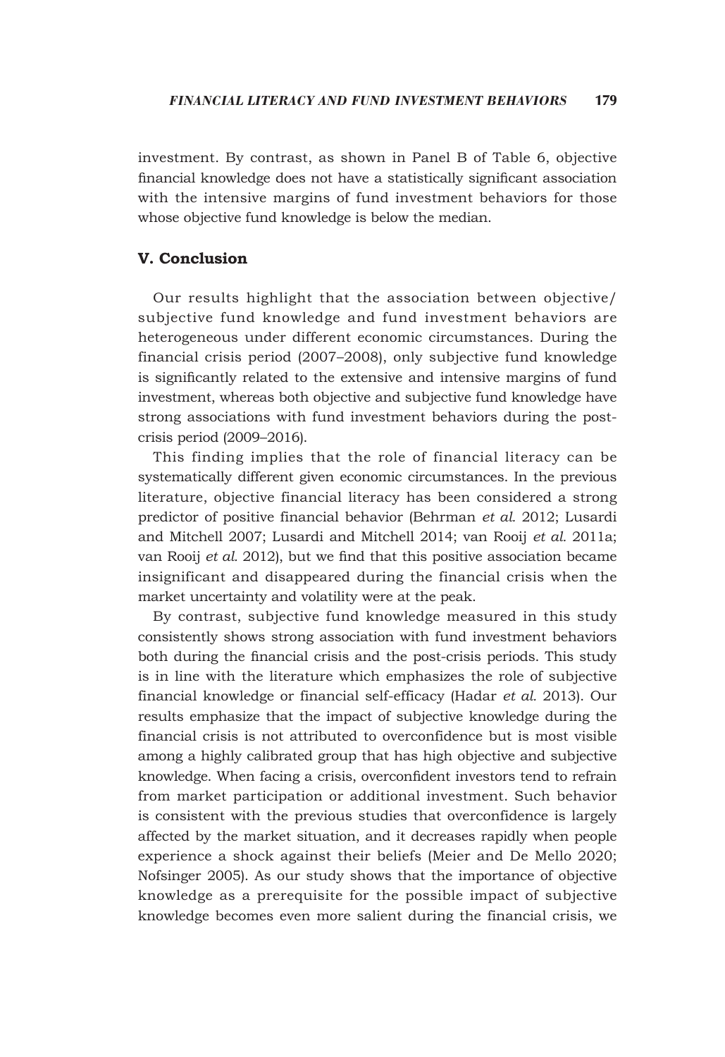investment. By contrast, as shown in Panel B of Table 6, objective financial knowledge does not have a statistically significant association with the intensive margins of fund investment behaviors for those whose objective fund knowledge is below the median.

## V. Conclusion

Our results highlight that the association between objective/ subjective fund knowledge and fund investment behaviors are heterogeneous under different economic circumstances. During the financial crisis period (2007–2008), only subjective fund knowledge is significantly related to the extensive and intensive margins of fund investment, whereas both objective and subjective fund knowledge have strong associations with fund investment behaviors during the post-crisis period (2009–2016).

This finding implies that the role of financial literacy can be systematically different given economic circumstances. In the previous literature, objective financial literacy has been considered a strong predictor of positive financial behavior (Behrman *et al.* 2012; Lusardi and Mitchell 2007; Lusardi and Mitchell 2014; van Rooij *et al.* 2011a; van Rooij *et al.* 2012), but we find that this positive association became insignificant and disappeared during the financial crisis when the market uncertainty and volatility were at the peak.

By contrast, subjective fund knowledge measured in this study consistently shows strong association with fund investment behaviors both during the financial crisis and the post-crisis periods. This study is in line with the literature which emphasizes the role of subjective financial knowledge or financial self-efficacy (Hadar *et al.* 2013). Our results emphasize that the impact of subjective knowledge during the financial crisis is not attributed to overconfidence but is most visible among a highly calibrated group that has high objective and subjective knowledge. When facing a crisis, overconfident investors tend to refrain from market participation or additional investment. Such behavior is consistent with the previous studies that overconfidence is largely affected by the market situation, and it decreases rapidly when people experience a shock against their beliefs (Meier and De Mello 2020; Nofsinger 2005). As our study shows that the importance of objective knowledge as a prerequisite for the possible impact of subjective knowledge becomes even more salient during the financial crisis, we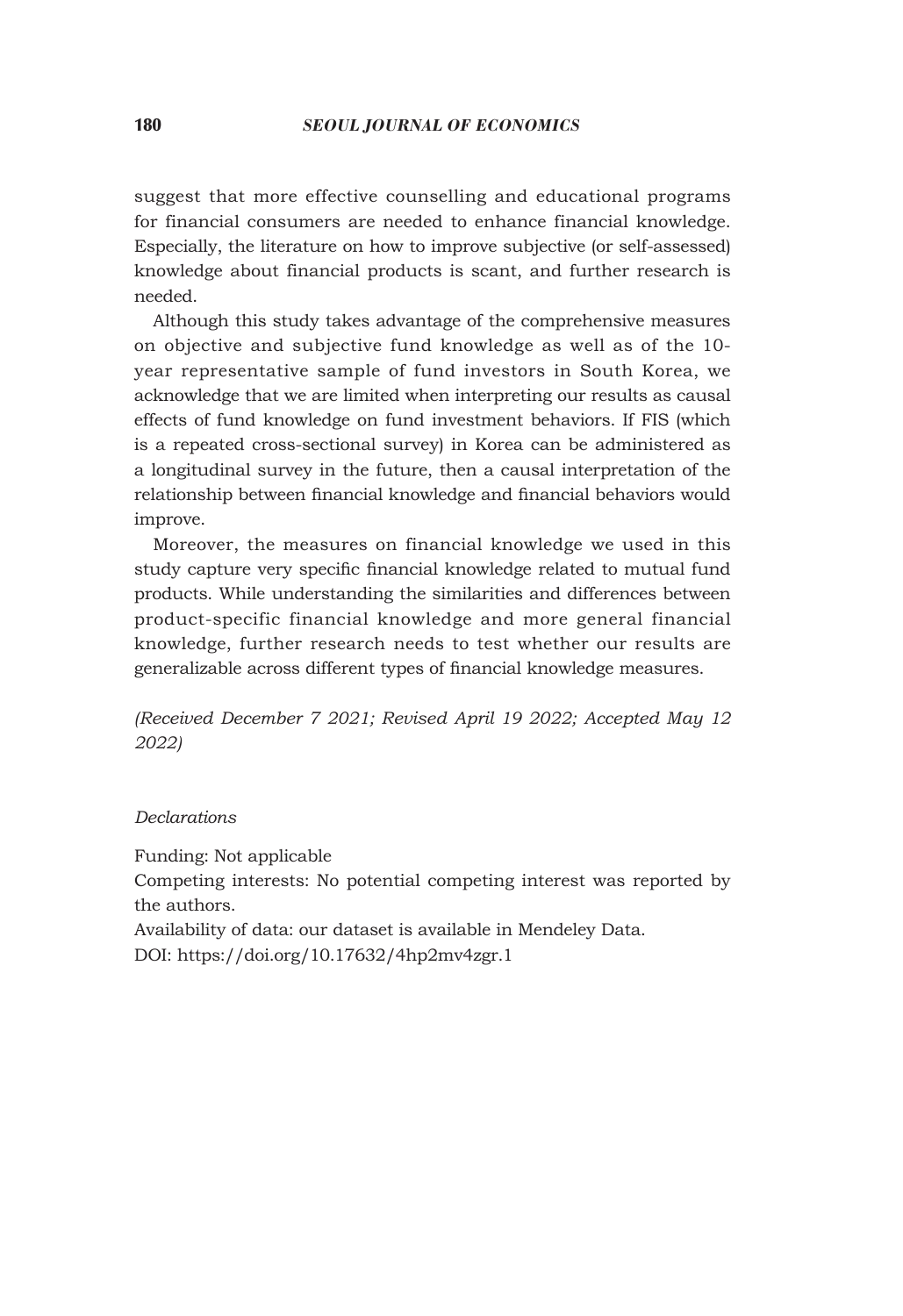suggest that more effective counselling and educational programs for financial consumers are needed to enhance financial knowledge. Especially, the literature on how to improve subjective (or self-assessed) knowledge about financial products is scant, and further research is needed.

Although this study takes advantage of the comprehensive measures on objective and subjective fund knowledge as well as of the 10-year representative sample of fund investors in South Korea, we acknowledge that we are limited when interpreting our results as causal effects of fund knowledge on fund investment behaviors. If FIS (which is a repeated cross-sectional survey) in Korea can be administered as a longitudinal survey in the future, then a causal interpretation of the relationship between financial knowledge and financial behaviors would improve.

Moreover, the measures on financial knowledge we used in this study capture very specific financial knowledge related to mutual fund products. While understanding the similarities and differences between product-specific financial knowledge and more general financial knowledge, further research needs to test whether our results are generalizable across different types of financial knowledge measures.

*(Received December 7 2021; Revised April 19 2022; Accepted May 12 2022)*

*Declarations*

Funding: Not applicable

Competing interests: No potential competing interest was reported by the authors.

Availability of data: our dataset is available in Mendeley Data.

DOI: https://doi.org/10.17632/4hp2mv4zgr.1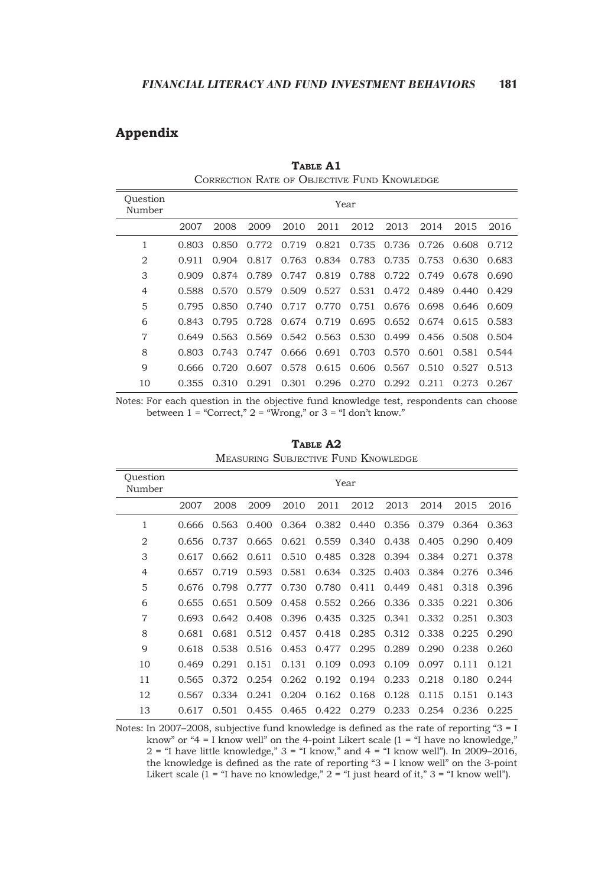## Appendix

**Table A1**

Correction Rate of Objective Fund Knowledge

| Question Number | Year | | | | | | | | | |
|---|---|---|---|---|---|---|---|---|---|---|
| | 2007 | 2008 | 2009 | 2010 | 2011 | 2012 | 2013 | 2014 | 2015 | 2016 |
| 1 | 0.803 | 0.850 | 0.772 | 0.719 | 0.821 | 0.735 | 0.736 | 0.726 | 0.608 | 0.712 |
| 2 | 0.911 | 0.904 | 0.817 | 0.763 | 0.834 | 0.783 | 0.735 | 0.753 | 0.630 | 0.683 |
| 3 | 0.909 | 0.874 | 0.789 | 0.747 | 0.819 | 0.788 | 0.722 | 0.749 | 0.678 | 0.690 |
| 4 | 0.588 | 0.570 | 0.579 | 0.509 | 0.527 | 0.531 | 0.472 | 0.489 | 0.440 | 0.429 |
| 5 | 0.795 | 0.850 | 0.740 | 0.717 | 0.770 | 0.751 | 0.676 | 0.698 | 0.646 | 0.609 |
| 6 | 0.843 | 0.795 | 0.728 | 0.674 | 0.719 | 0.695 | 0.652 | 0.674 | 0.615 | 0.583 |
| 7 | 0.649 | 0.563 | 0.569 | 0.542 | 0.563 | 0.530 | 0.499 | 0.456 | 0.508 | 0.504 |
| 8 | 0.803 | 0.743 | 0.747 | 0.666 | 0.691 | 0.703 | 0.570 | 0.601 | 0.581 | 0.544 |
| 9 | 0.666 | 0.720 | 0.607 | 0.578 | 0.615 | 0.606 | 0.567 | 0.510 | 0.527 | 0.513 |
| 10 | 0.355 | 0.310 | 0.291 | 0.301 | 0.296 | 0.270 | 0.292 | 0.211 | 0.273 | 0.267 |

Notes: For each question in the objective fund knowledge test, respondents can choose between 1 = "Correct," 2 = "Wrong," or 3 = "I don't know."

**Table A2**

Measuring Subjective Fund Knowledge

| Question Number | Year | | | | | | | | | |
|---|---|---|---|---|---|---|---|---|---|---|
| | 2007 | 2008 | 2009 | 2010 | 2011 | 2012 | 2013 | 2014 | 2015 | 2016 |
| 1 | 0.666 | 0.563 | 0.400 | 0.364 | 0.382 | 0.440 | 0.356 | 0.379 | 0.364 | 0.363 |
| 2 | 0.656 | 0.737 | 0.665 | 0.621 | 0.559 | 0.340 | 0.438 | 0.405 | 0.290 | 0.409 |
| 3 | 0.617 | 0.662 | 0.611 | 0.510 | 0.485 | 0.328 | 0.394 | 0.384 | 0.271 | 0.378 |
| 4 | 0.657 | 0.719 | 0.593 | 0.581 | 0.634 | 0.325 | 0.403 | 0.384 | 0.276 | 0.346 |
| 5 | 0.676 | 0.798 | 0.777 | 0.730 | 0.780 | 0.411 | 0.449 | 0.481 | 0.318 | 0.396 |
| 6 | 0.655 | 0.651 | 0.509 | 0.458 | 0.552 | 0.266 | 0.336 | 0.335 | 0.221 | 0.306 |
| 7 | 0.693 | 0.642 | 0.408 | 0.396 | 0.435 | 0.325 | 0.341 | 0.332 | 0.251 | 0.303 |
| 8 | 0.681 | 0.681 | 0.512 | 0.457 | 0.418 | 0.285 | 0.312 | 0.338 | 0.225 | 0.290 |
| 9 | 0.618 | 0.538 | 0.516 | 0.453 | 0.477 | 0.295 | 0.289 | 0.290 | 0.238 | 0.260 |
| 10 | 0.469 | 0.291 | 0.151 | 0.131 | 0.109 | 0.093 | 0.109 | 0.097 | 0.111 | 0.121 |
| 11 | 0.565 | 0.372 | 0.254 | 0.262 | 0.192 | 0.194 | 0.233 | 0.218 | 0.180 | 0.244 |
| 12 | 0.567 | 0.334 | 0.241 | 0.204 | 0.162 | 0.168 | 0.128 | 0.115 | 0.151 | 0.143 |
| 13 | 0.617 | 0.501 | 0.455 | 0.465 | 0.422 | 0.279 | 0.233 | 0.254 | 0.236 | 0.225 |

Notes: In 2007–2008, subjective fund knowledge is defined as the rate of reporting "3 = I know" or "4 = I know well" on the 4-point Likert scale (1 = "I have no knowledge," 2 = "I have little knowledge," 3 = "I know," and 4 = "I know well"). In 2009–2016, the knowledge is defined as the rate of reporting "3 = I know well" on the 3-point Likert scale (1 = "I have no knowledge," 2 = "I just heard of it," 3 = "I know well").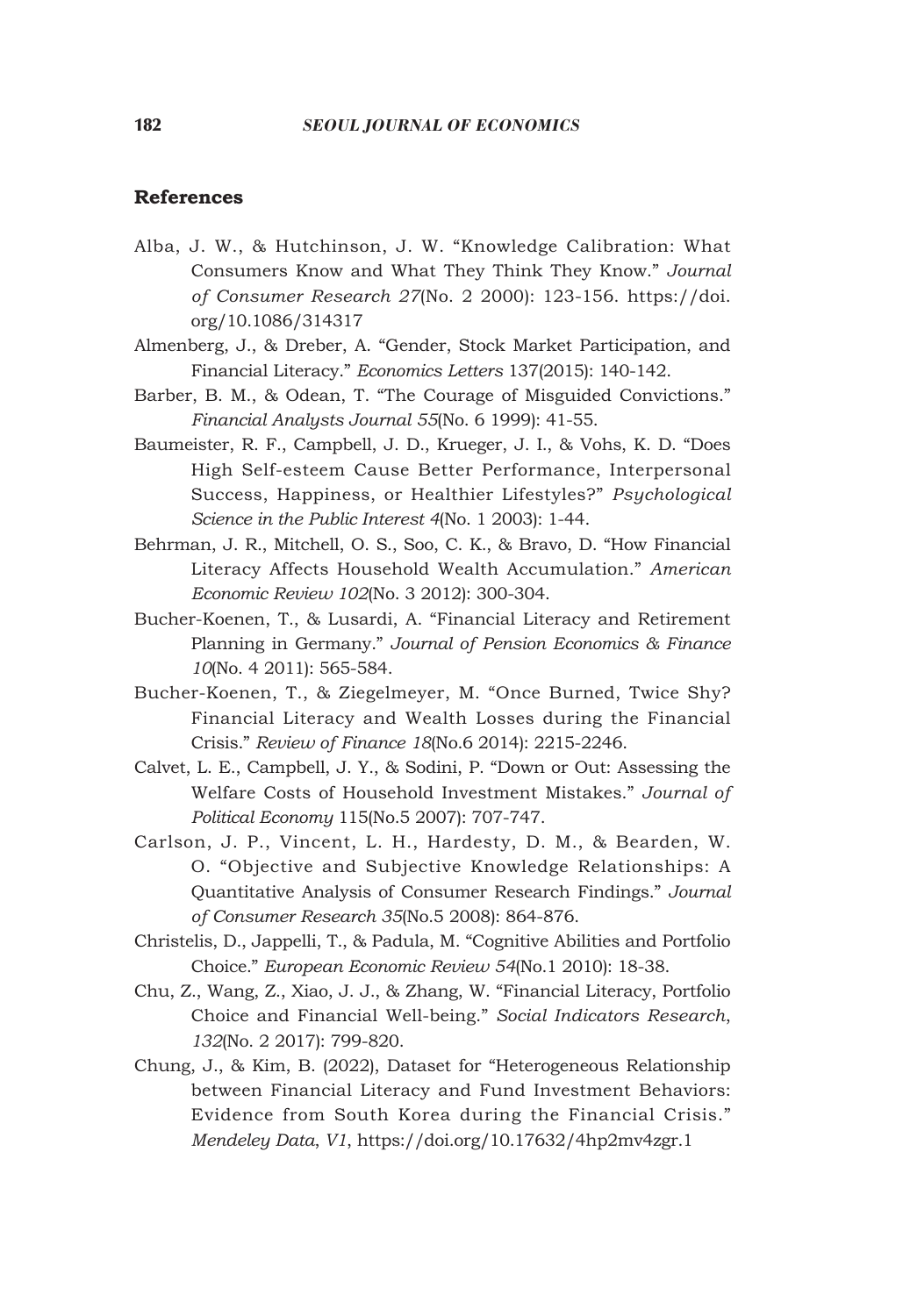## References

Alba, J. W., & Hutchinson, J. W. "Knowledge Calibration: What Consumers Know and What They Think They Know." *Journal of Consumer Research 27*(No. 2 2000): 123-156. https://doi.org/10.1086/314317

Almenberg, J., & Dreber, A. "Gender, Stock Market Participation, and Financial Literacy." *Economics Letters* 137(2015): 140-142.

Barber, B. M., & Odean, T. "The Courage of Misguided Convictions." *Financial Analysts Journal 55*(No. 6 1999): 41-55.

Baumeister, R. F., Campbell, J. D., Krueger, J. I., & Vohs, K. D. "Does High Self-esteem Cause Better Performance, Interpersonal Success, Happiness, or Healthier Lifestyles?" *Psychological Science in the Public Interest 4*(No. 1 2003): 1-44.

Behrman, J. R., Mitchell, O. S., Soo, C. K., & Bravo, D. "How Financial Literacy Affects Household Wealth Accumulation." *American Economic Review 102*(No. 3 2012): 300-304.

Bucher-Koenen, T., & Lusardi, A. "Financial Literacy and Retirement Planning in Germany." *Journal of Pension Economics & Finance 10*(No. 4 2011): 565-584.

Bucher-Koenen, T., & Ziegelmeyer, M. "Once Burned, Twice Shy? Financial Literacy and Wealth Losses during the Financial Crisis." *Review of Finance 18*(No.6 2014): 2215-2246.

Calvet, L. E., Campbell, J. Y., & Sodini, P. "Down or Out: Assessing the Welfare Costs of Household Investment Mistakes." *Journal of Political Economy* 115(No.5 2007): 707-747.

Carlson, J. P., Vincent, L. H., Hardesty, D. M., & Bearden, W. O. "Objective and Subjective Knowledge Relationships: A Quantitative Analysis of Consumer Research Findings." *Journal of Consumer Research 35*(No.5 2008): 864-876.

Christelis, D., Jappelli, T., & Padula, M. "Cognitive Abilities and Portfolio Choice." *European Economic Review 54*(No.1 2010): 18-38.

Chu, Z., Wang, Z., Xiao, J. J., & Zhang, W. "Financial Literacy, Portfolio Choice and Financial Well-being." *Social Indicators Research*, *132*(No. 2 2017): 799-820.

Chung, J., & Kim, B. (2022), Dataset for "Heterogeneous Relationship between Financial Literacy and Fund Investment Behaviors: Evidence from South Korea during the Financial Crisis." *Mendeley Data*, *V1*, https://doi.org/10.17632/4hp2mv4zgr.1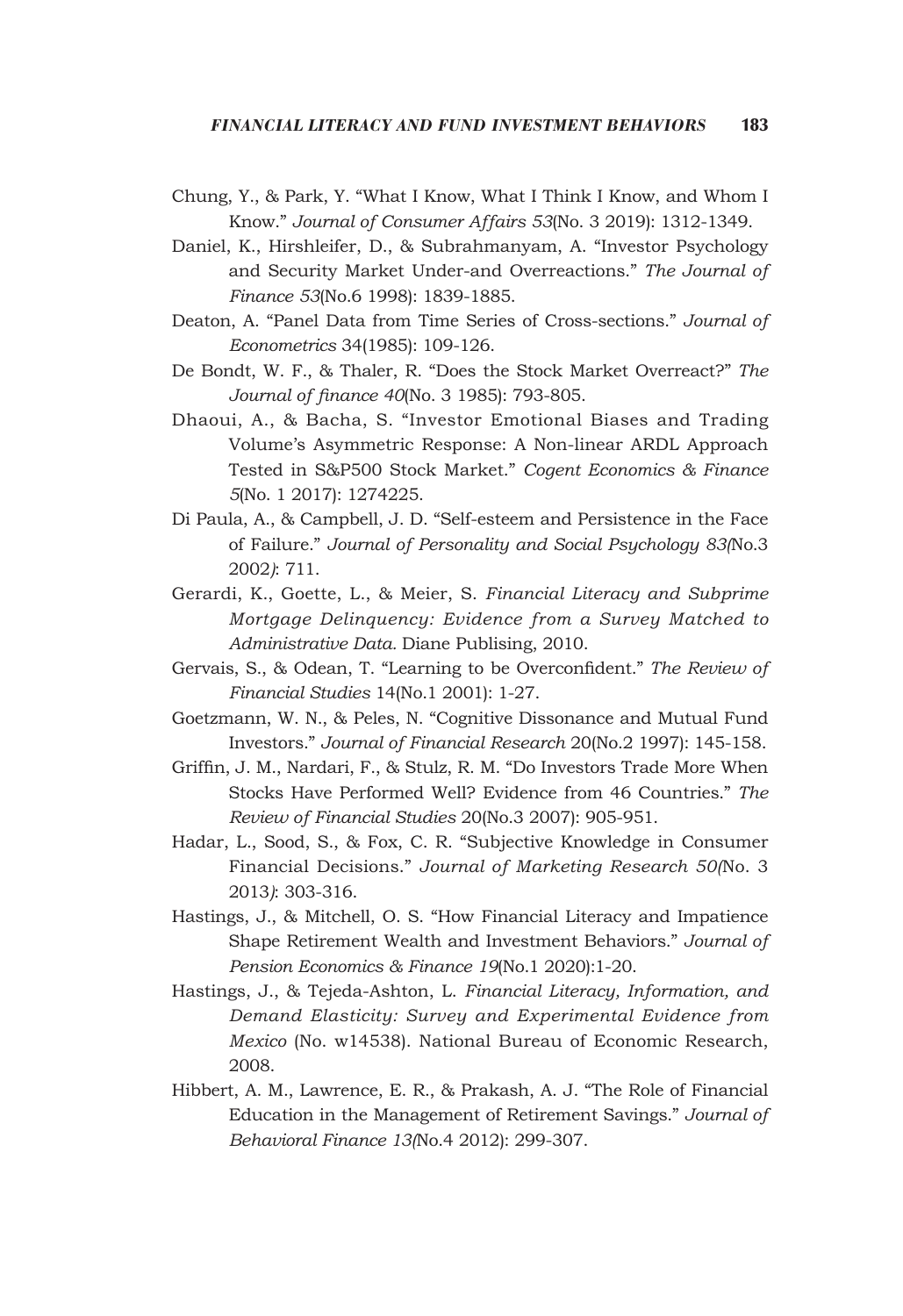Chung, Y., & Park, Y. "What I Know, What I Think I Know, and Whom I Know." *Journal of Consumer Affairs 53*(No. 3 2019): 1312-1349.

Daniel, K., Hirshleifer, D., & Subrahmanyam, A. "Investor Psychology and Security Market Under-and Overreactions." *The Journal of Finance 53*(No.6 1998): 1839-1885.

Deaton, A. "Panel Data from Time Series of Cross-sections." *Journal of Econometrics* 34(1985): 109-126.

De Bondt, W. F., & Thaler, R. "Does the Stock Market Overreact?" *The Journal of finance 40*(No. 3 1985): 793-805.

Dhaoui, A., & Bacha, S. "Investor Emotional Biases and Trading Volume's Asymmetric Response: A Non-linear ARDL Approach Tested in S&P500 Stock Market." *Cogent Economics & Finance 5*(No. 1 2017): 1274225.

Di Paula, A., & Campbell, J. D. "Self-esteem and Persistence in the Face of Failure." *Journal of Personality and Social Psychology 83(*No.3 2002*)*: 711.

Gerardi, K., Goette, L., & Meier, S. *Financial Literacy and Subprime Mortgage Delinquency: Evidence from a Survey Matched to Administrative Data.* Diane Publising, 2010.

Gervais, S., & Odean, T. "Learning to be Overconfident." *The Review of Financial Studies* 14(No.1 2001): 1-27.

Goetzmann, W. N., & Peles, N. "Cognitive Dissonance and Mutual Fund Investors." *Journal of Financial Research* 20(No.2 1997): 145-158.

Griffin, J. M., Nardari, F., & Stulz, R. M. "Do Investors Trade More When Stocks Have Performed Well? Evidence from 46 Countries." *The Review of Financial Studies* 20(No.3 2007): 905-951.

Hadar, L., Sood, S., & Fox, C. R. "Subjective Knowledge in Consumer Financial Decisions." *Journal of Marketing Research 50(*No. 3 2013*)*: 303-316.

Hastings, J., & Mitchell, O. S. "How Financial Literacy and Impatience Shape Retirement Wealth and Investment Behaviors." *Journal of Pension Economics & Finance 19*(No.1 2020):1-20.

Hastings, J., & Tejeda-Ashton, L. *Financial Literacy, Information, and Demand Elasticity: Survey and Experimental Evidence from Mexico* (No. w14538). National Bureau of Economic Research, 2008.

Hibbert, A. M., Lawrence, E. R., & Prakash, A. J. "The Role of Financial Education in the Management of Retirement Savings." *Journal of Behavioral Finance 13(*No.4 2012): 299-307.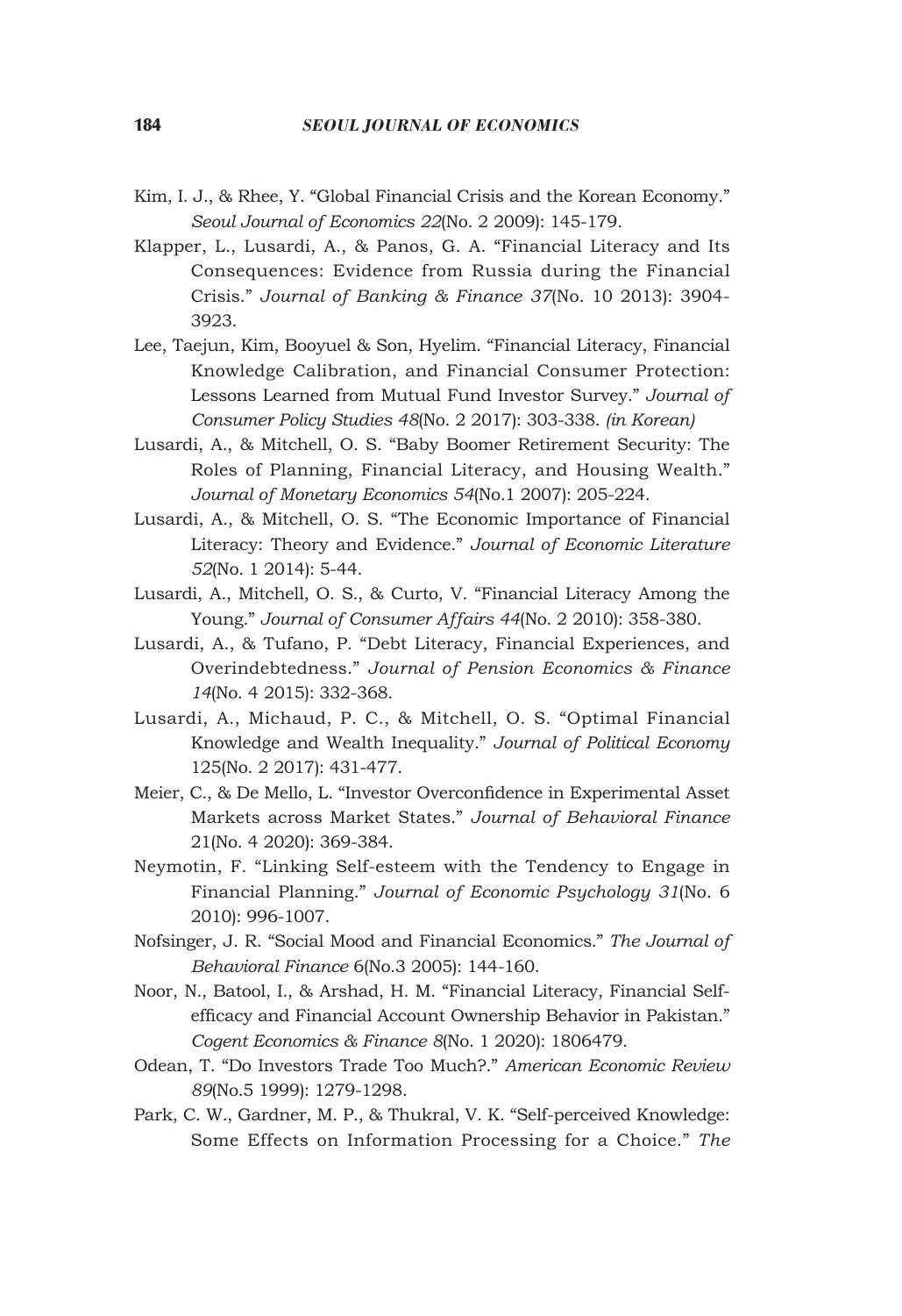Kim, I. J., & Rhee, Y. "Global Financial Crisis and the Korean Economy." *Seoul Journal of Economics 22*(No. 2 2009): 145-179.

Klapper, L., Lusardi, A., & Panos, G. A. "Financial Literacy and Its Consequences: Evidence from Russia during the Financial Crisis." *Journal of Banking & Finance 37*(No. 10 2013): 3904-3923.

Lee, Taejun, Kim, Booyuel & Son, Hyelim. "Financial Literacy, Financial Knowledge Calibration, and Financial Consumer Protection: Lessons Learned from Mutual Fund Investor Survey." *Journal of Consumer Policy Studies 48*(No. 2 2017): 303-338. *(in Korean)*

Lusardi, A., & Mitchell, O. S. "Baby Boomer Retirement Security: The Roles of Planning, Financial Literacy, and Housing Wealth." *Journal of Monetary Economics 54*(No.1 2007): 205-224.

Lusardi, A., & Mitchell, O. S. "The Economic Importance of Financial Literacy: Theory and Evidence." *Journal of Economic Literature 52*(No. 1 2014): 5-44.

Lusardi, A., Mitchell, O. S., & Curto, V. "Financial Literacy Among the Young." *Journal of Consumer Affairs 44*(No. 2 2010): 358-380.

Lusardi, A., & Tufano, P. "Debt Literacy, Financial Experiences, and Overindebtedness." *Journal of Pension Economics & Finance 14*(No. 4 2015): 332-368.

Lusardi, A., Michaud, P. C., & Mitchell, O. S. "Optimal Financial Knowledge and Wealth Inequality." *Journal of Political Economy* 125(No. 2 2017): 431-477.

Meier, C., & De Mello, L. "Investor Overconfidence in Experimental Asset Markets across Market States." *Journal of Behavioral Finance* 21(No. 4 2020): 369-384.

Neymotin, F. "Linking Self-esteem with the Tendency to Engage in Financial Planning." *Journal of Economic Psychology 31*(No. 6 2010): 996-1007.

Nofsinger, J. R. "Social Mood and Financial Economics." *The Journal of Behavioral Finance* 6(No.3 2005): 144-160.

Noor, N., Batool, I., & Arshad, H. M. "Financial Literacy, Financial Self-efficacy and Financial Account Ownership Behavior in Pakistan." *Cogent Economics & Finance 8*(No. 1 2020): 1806479.

Odean, T. "Do Investors Trade Too Much?." *American Economic Review 89*(No.5 1999): 1279-1298.

Park, C. W., Gardner, M. P., & Thukral, V. K. "Self-perceived Knowledge: Some Effects on Information Processing for a Choice." *The*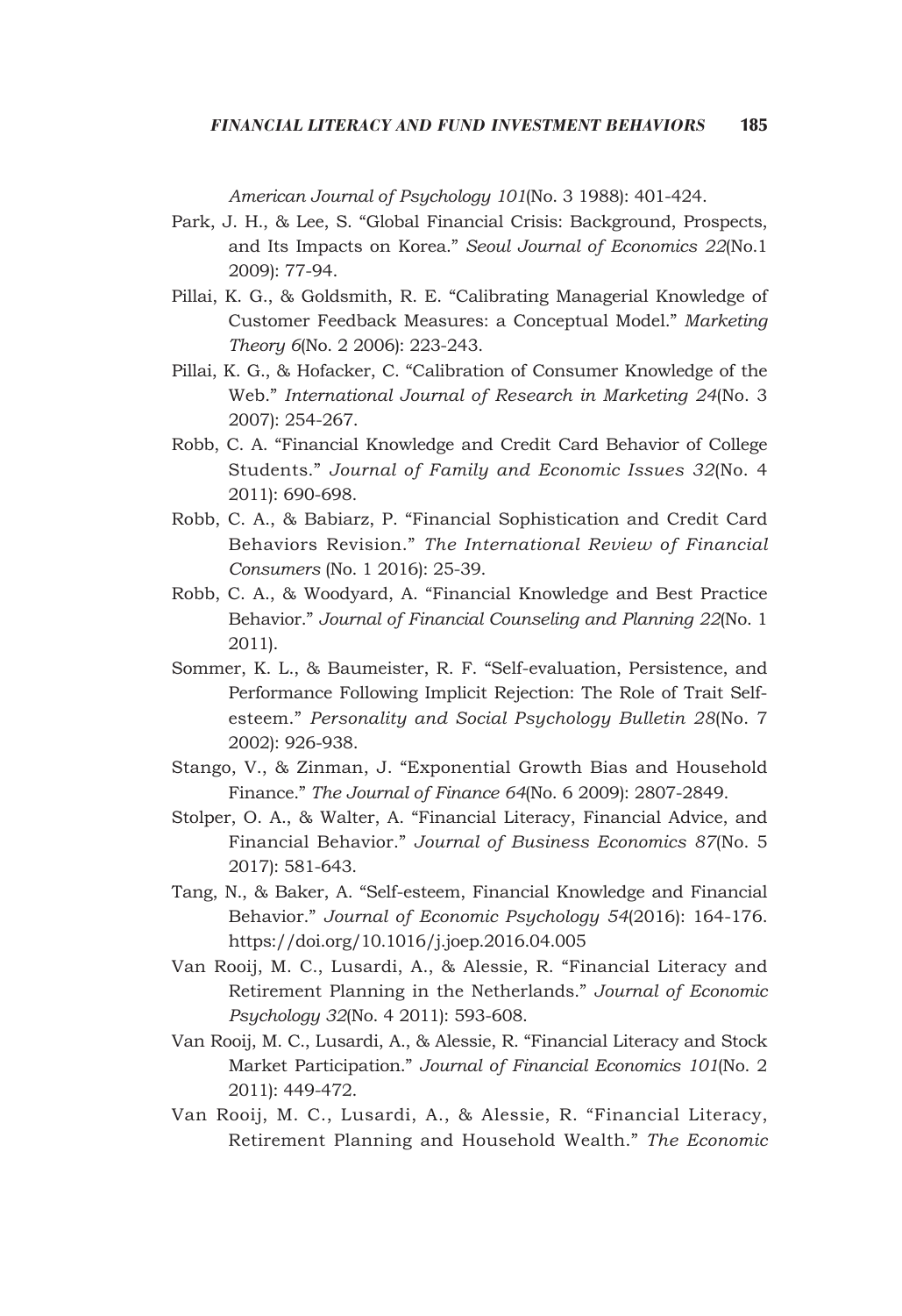*American Journal of Psychology 101*(No. 3 1988): 401-424.

Park, J. H., & Lee, S. "Global Financial Crisis: Background, Prospects, and Its Impacts on Korea." *Seoul Journal of Economics 22*(No.1 2009): 77-94.

Pillai, K. G., & Goldsmith, R. E. "Calibrating Managerial Knowledge of Customer Feedback Measures: a Conceptual Model." *Marketing Theory 6*(No. 2 2006): 223-243.

Pillai, K. G., & Hofacker, C. "Calibration of Consumer Knowledge of the Web." *International Journal of Research in Marketing 24*(No. 3 2007): 254-267.

Robb, C. A. "Financial Knowledge and Credit Card Behavior of College Students." *Journal of Family and Economic Issues 32*(No. 4 2011): 690-698.

Robb, C. A., & Babiarz, P. "Financial Sophistication and Credit Card Behaviors Revision." *The International Review of Financial Consumers* (No. 1 2016): 25-39.

Robb, C. A., & Woodyard, A. "Financial Knowledge and Best Practice Behavior." *Journal of Financial Counseling and Planning 22*(No. 1 2011).

Sommer, K. L., & Baumeister, R. F. "Self-evaluation, Persistence, and Performance Following Implicit Rejection: The Role of Trait Self-esteem." *Personality and Social Psychology Bulletin 28*(No. 7 2002): 926-938.

Stango, V., & Zinman, J. "Exponential Growth Bias and Household Finance." *The Journal of Finance 64*(No. 6 2009): 2807-2849.

Stolper, O. A., & Walter, A. "Financial Literacy, Financial Advice, and Financial Behavior." *Journal of Business Economics 87*(No. 5 2017): 581-643.

Tang, N., & Baker, A. "Self-esteem, Financial Knowledge and Financial Behavior." *Journal of Economic Psychology 54*(2016): 164-176. https://doi.org/10.1016/j.joep.2016.04.005

Van Rooij, M. C., Lusardi, A., & Alessie, R. "Financial Literacy and Retirement Planning in the Netherlands." *Journal of Economic Psychology 32*(No. 4 2011): 593-608.

Van Rooij, M. C., Lusardi, A., & Alessie, R. "Financial Literacy and Stock Market Participation." *Journal of Financial Economics 101*(No. 2 2011): 449-472.

Van Rooij, M. C., Lusardi, A., & Alessie, R. "Financial Literacy, Retirement Planning and Household Wealth." *The Economic*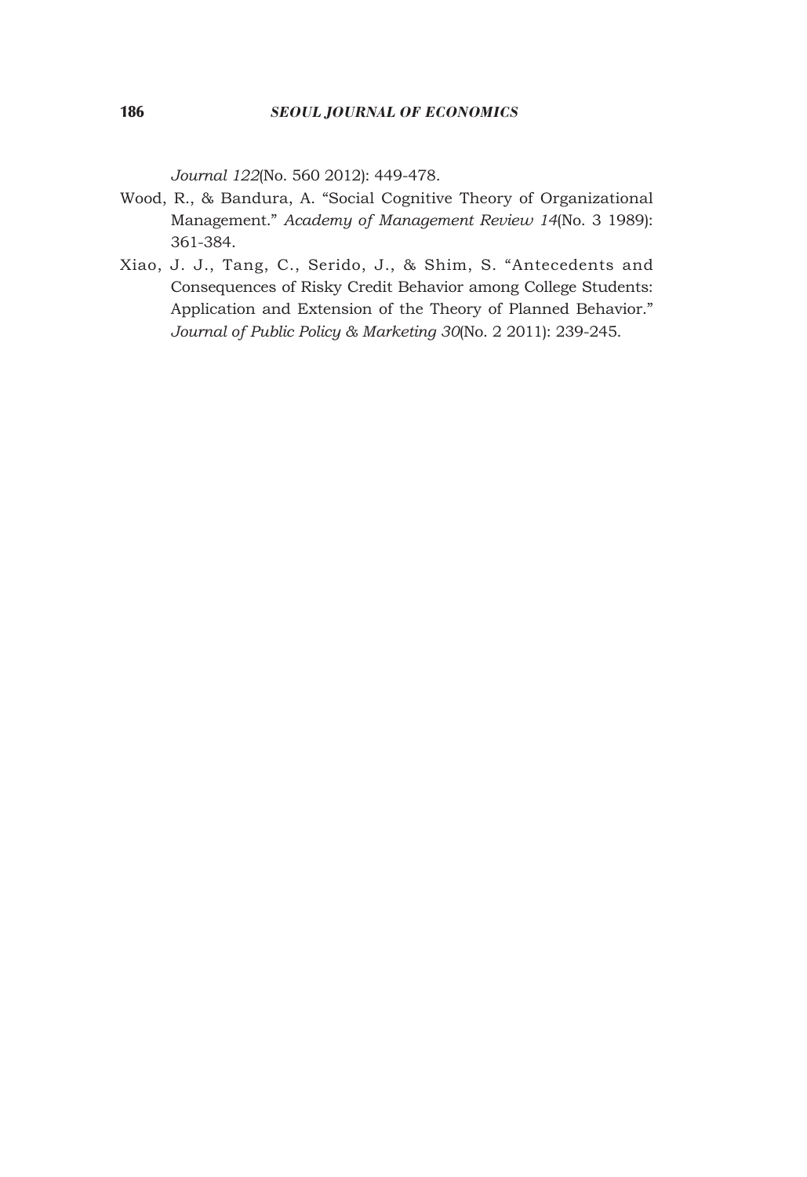*Journal 122*(No. 560 2012): 449-478.

Wood, R., & Bandura, A. "Social Cognitive Theory of Organizational Management." *Academy of Management Review 14*(No. 3 1989): 361-384.

Xiao, J. J., Tang, C., Serido, J., & Shim, S. "Antecedents and Consequences of Risky Credit Behavior among College Students: Application and Extension of the Theory of Planned Behavior." *Journal of Public Policy & Marketing 30*(No. 2 2011): 239-245.